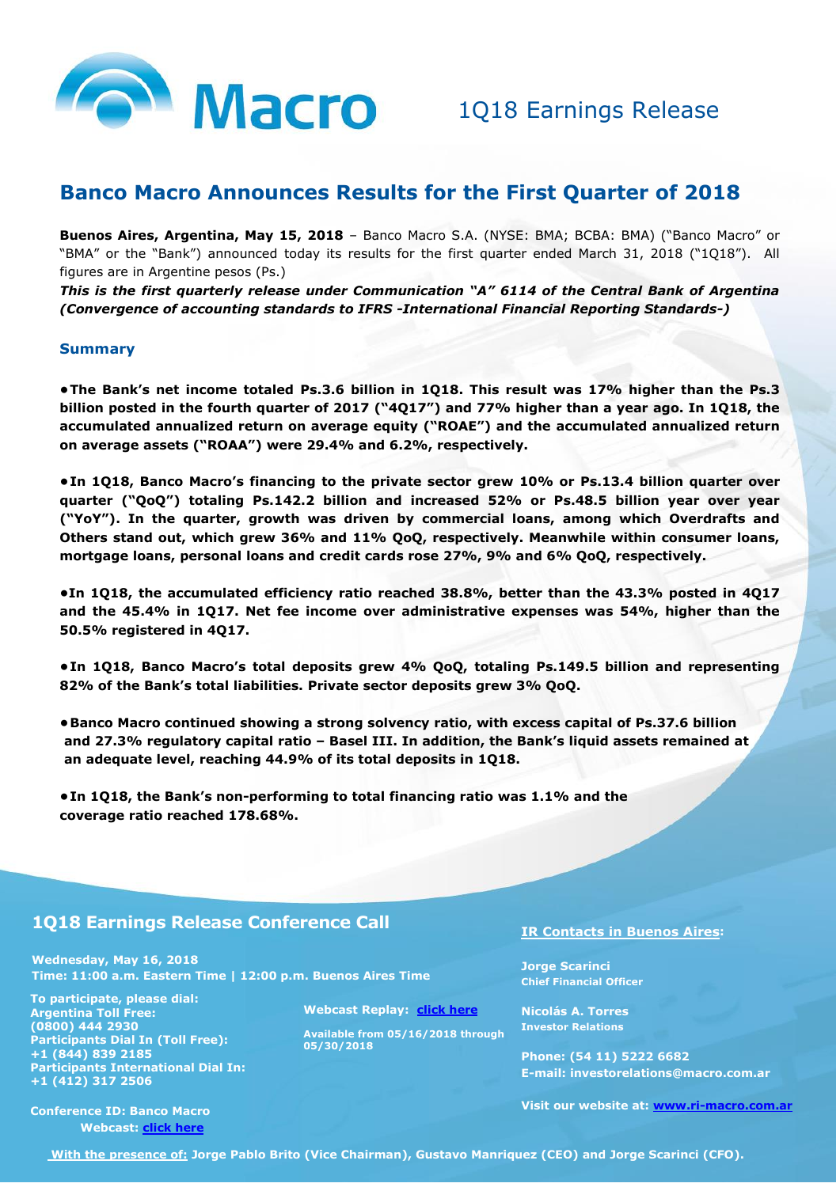Macro

1Q18 Earnings Release

# Banco Macro Announces Results for the First Quarter of 2018

**Buenos Aires, Argentina, May 15, 2018** – Banco Macro S.A. (NYSE: BMA; BCBA: BMA) ("Banco Macro" or "BMA" or the "Bank") announced today its results for the first quarter ended March 31, 2018 ("1Q18"). All figures are in Argentine pesos (Ps.)

***This is the first quarterly release under Communication "A" 6114 of the Central Bank of Argentina (Convergence of accounting standards to IFRS -International Financial Reporting Standards-)***

## Summary

- **The Bank's net income totaled Ps.3.6 billion in 1Q18. This result was 17% higher than the Ps.3 billion posted in the fourth quarter of 2017 ("4Q17") and 77% higher than a year ago. In 1Q18, the accumulated annualized return on average equity ("ROAE") and the accumulated annualized return on average assets ("ROAA") were 29.4% and 6.2%, respectively.**

- **In 1Q18, Banco Macro's financing to the private sector grew 10% or Ps.13.4 billion quarter over quarter ("QoQ") totaling Ps.142.2 billion and increased 52% or Ps.48.5 billion year over year ("YoY"). In the quarter, growth was driven by commercial loans, among which Overdrafts and Others stand out, which grew 36% and 11% QoQ, respectively. Meanwhile within consumer loans, mortgage loans, personal loans and credit cards rose 27%, 9% and 6% QoQ, respectively.**

- **In 1Q18, the accumulated efficiency ratio reached 38.8%, better than the 43.3% posted in 4Q17 and the 45.4% in 1Q17. Net fee income over administrative expenses was 54%, higher than the 50.5% registered in 4Q17.**

- **In 1Q18, Banco Macro's total deposits grew 4% QoQ, totaling Ps.149.5 billion and representing 82% of the Bank's total liabilities. Private sector deposits grew 3% QoQ.**

- **Banco Macro continued showing a strong solvency ratio, with excess capital of Ps.37.6 billion and 27.3% regulatory capital ratio – Basel III. In addition, the Bank's liquid assets remained at an adequate level, reaching 44.9% of its total deposits in 1Q18.**

- **In 1Q18, the Bank's non-performing to total financing ratio was 1.1% and the coverage ratio reached 178.68%.**

## 1Q18 Earnings Release Conference Call

**Wednesday, May 16, 2018**
**Time: 11:00 a.m. Eastern Time | 12:00 p.m. Buenos Aires Time**

**To participate, please dial:**
**Argentina Toll Free:**
**(0800) 444 2930**
**Participants Dial In (Toll Free):**
**+1 (844) 839 2185**
**Participants International Dial In:**
**+1 (412) 317 2506**

**Conference ID: Banco Macro**
**Webcast: click here**

**Webcast Replay: click here**

**Available from 05/16/2018 through 05/30/2018**

**IR Contacts in Buenos Aires:**

**Jorge Scarinci**
**Chief Financial Officer**

**Nicolás A. Torres**
**Investor Relations**

**Phone: (54 11) 5222 6682**
**E-mail: investorelations@macro.com.ar**

**Visit our website at: www.ri-macro.com.ar**

**With the presence of: Jorge Pablo Brito (Vice Chairman), Gustavo Manriquez (CEO) and Jorge Scarinci (CFO).**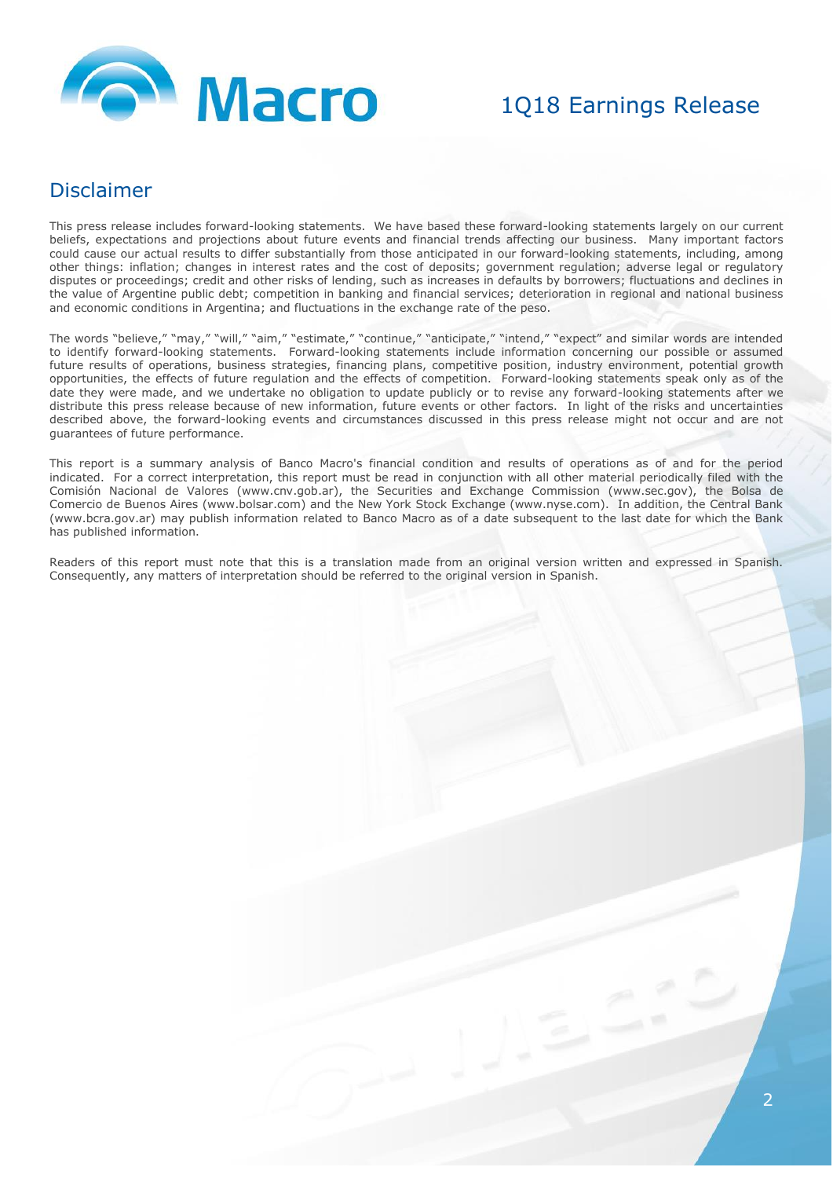# Disclaimer

This press release includes forward-looking statements. We have based these forward-looking statements largely on our current beliefs, expectations and projections about future events and financial trends affecting our business. Many important factors could cause our actual results to differ substantially from those anticipated in our forward-looking statements, including, among other things: inflation; changes in interest rates and the cost of deposits; government regulation; adverse legal or regulatory disputes or proceedings; credit and other risks of lending, such as increases in defaults by borrowers; fluctuations and declines in the value of Argentine public debt; competition in banking and financial services; deterioration in regional and national business and economic conditions in Argentina; and fluctuations in the exchange rate of the peso.

The words "believe," "may," "will," "aim," "estimate," "continue," "anticipate," "intend," "expect" and similar words are intended to identify forward-looking statements. Forward-looking statements include information concerning our possible or assumed future results of operations, business strategies, financing plans, competitive position, industry environment, potential growth opportunities, the effects of future regulation and the effects of competition. Forward-looking statements speak only as of the date they were made, and we undertake no obligation to update publicly or to revise any forward-looking statements after we distribute this press release because of new information, future events or other factors. In light of the risks and uncertainties described above, the forward-looking events and circumstances discussed in this press release might not occur and are not guarantees of future performance.

This report is a summary analysis of Banco Macro's financial condition and results of operations as of and for the period indicated. For a correct interpretation, this report must be read in conjunction with all other material periodically filed with the Comisión Nacional de Valores (www.cnv.gob.ar), the Securities and Exchange Commission (www.sec.gov), the Bolsa de Comercio de Buenos Aires (www.bolsar.com) and the New York Stock Exchange (www.nyse.com). In addition, the Central Bank (www.bcra.gov.ar) may publish information related to Banco Macro as of a date subsequent to the last date for which the Bank has published information.

Readers of this report must note that this is a translation made from an original version written and expressed in Spanish. Consequently, any matters of interpretation should be referred to the original version in Spanish.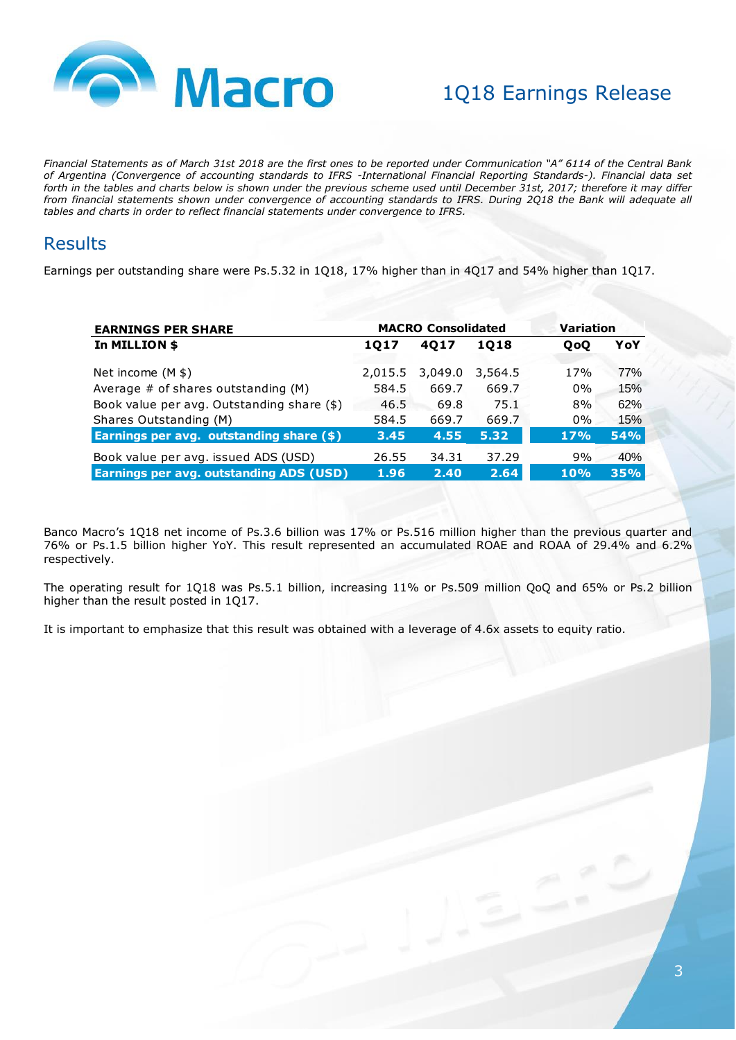*Financial Statements as of March 31st 2018 are the first ones to be reported under Communication "A" 6114 of the Central Bank of Argentina (Convergence of accounting standards to IFRS -International Financial Reporting Standards-). Financial data set forth in the tables and charts below is shown under the previous scheme used until December 31st, 2017; therefore it may differ from financial statements shown under convergence of accounting standards to IFRS. During 2Q18 the Bank will adequate all tables and charts in order to reflect financial statements under convergence to IFRS.*

## Results

Earnings per outstanding share were Ps.5.32 in 1Q18, 17% higher than in 4Q17 and 54% higher than 1Q17.

| **EARNINGS PER SHARE** | **MACRO Consolidated** | | | **Variation** | |
|---|---|---|---|---|---|
| **In MILLION $** | **1Q17** | **4Q17** | **1Q18** | **QoQ** | **YoY** |
| Net income (M $) | 2,015.5 | 3,049.0 | 3,564.5 | 17% | 77% |
| Average # of shares outstanding (M) | 584.5 | 669.7 | 669.7 | 0% | 15% |
| Book value per avg. Outstanding share ($) | 46.5 | 69.8 | 75.1 | 8% | 62% |
| Shares Outstanding (M) | 584.5 | 669.7 | 669.7 | 0% | 15% |
| **Earnings per avg. outstanding share ($)** | **3.45** | **4.55** | **5.32** | **17%** | **54%** |
| Book value per avg. issued ADS (USD) | 26.55 | 34.31 | 37.29 | 9% | 40% |
| **Earnings per avg. outstanding ADS (USD)** | **1.96** | **2.40** | **2.64** | **10%** | **35%** |

Banco Macro's 1Q18 net income of Ps.3.6 billion was 17% or Ps.516 million higher than the previous quarter and 76% or Ps.1.5 billion higher YoY. This result represented an accumulated ROAE and ROAA of 29.4% and 6.2% respectively.

The operating result for 1Q18 was Ps.5.1 billion, increasing 11% or Ps.509 million QoQ and 65% or Ps.2 billion higher than the result posted in 1Q17.

It is important to emphasize that this result was obtained with a leverage of 4.6x assets to equity ratio.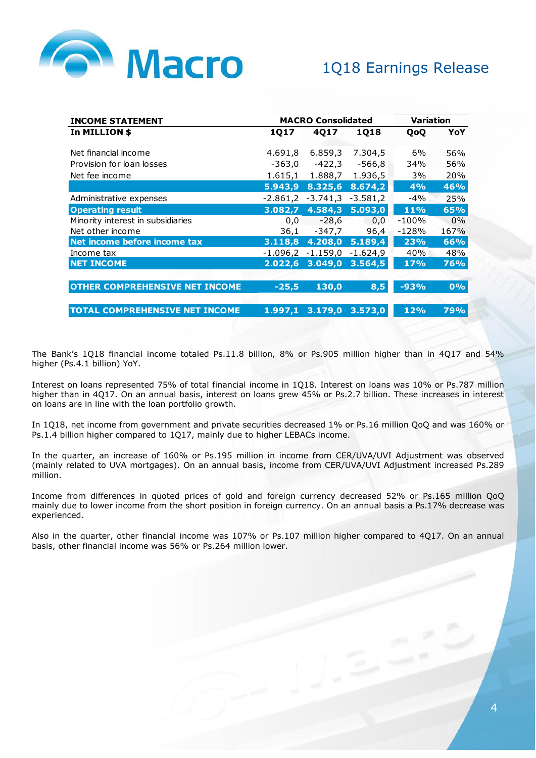| INCOME STATEMENT | MACRO Consolidated | | | Variation | |
|---|---|---|---|---|---|
| In MILLION $ | 1Q17 | 4Q17 | 1Q18 | QoQ | YoY |
| Net financial income | 4.691,8 | 6.859,3 | 7.304,5 | 6% | 56% |
| Provision for loan losses | -363,0 | -422,3 | -566,8 | 34% | 56% |
| Net fee income | 1.615,1 | 1.888,7 | 1.936,5 | 3% | 20% |
| | **5.943,9** | **8.325,6** | **8.674,2** | **4%** | **46%** |
| Administrative expenses | -2.861,2 | -3.741,3 | -3.581,2 | -4% | 25% |
| **Operating result** | **3.082,7** | **4.584,3** | **5.093,0** | **11%** | **65%** |
| Minority interest in subsidiaries | 0,0 | -28,6 | 0,0 | -100% | 0% |
| Net other income | 36,1 | -347,7 | 96,4 | -128% | 167% |
| **Net income before income tax** | **3.118,8** | **4.208,0** | **5.189,4** | **23%** | **66%** |
| Income tax | -1.096,2 | -1.159,0 | -1.624,9 | 40% | 48% |
| **NET INCOME** | **2.022,6** | **3.049,0** | **3.564,5** | **17%** | **76%** |
| **OTHER COMPREHENSIVE NET INCOME** | **-25,5** | **130,0** | **8,5** | **-93%** | **0%** |
| **TOTAL COMPREHENSIVE NET INCOME** | **1.997,1** | **3.179,0** | **3.573,0** | **12%** | **79%** |

The Bank's 1Q18 financial income totaled Ps.11.8 billion, 8% or Ps.905 million higher than in 4Q17 and 54% higher (Ps.4.1 billion) YoY.

Interest on loans represented 75% of total financial income in 1Q18. Interest on loans was 10% or Ps.787 million higher than in 4Q17. On an annual basis, interest on loans grew 45% or Ps.2.7 billion. These increases in interest on loans are in line with the loan portfolio growth.

In 1Q18, net income from government and private securities decreased 1% or Ps.16 million QoQ and was 160% or Ps.1.4 billion higher compared to 1Q17, mainly due to higher LEBACs income.

In the quarter, an increase of 160% or Ps.195 million in income from CER/UVA/UVI Adjustment was observed (mainly related to UVA mortgages). On an annual basis, income from CER/UVA/UVI Adjustment increased Ps.289 million.

Income from differences in quoted prices of gold and foreign currency decreased 52% or Ps.165 million QoQ mainly due to lower income from the short position in foreign currency. On an annual basis a Ps.17% decrease was experienced.

Also in the quarter, other financial income was 107% or Ps.107 million higher compared to 4Q17. On an annual basis, other financial income was 56% or Ps.264 million lower.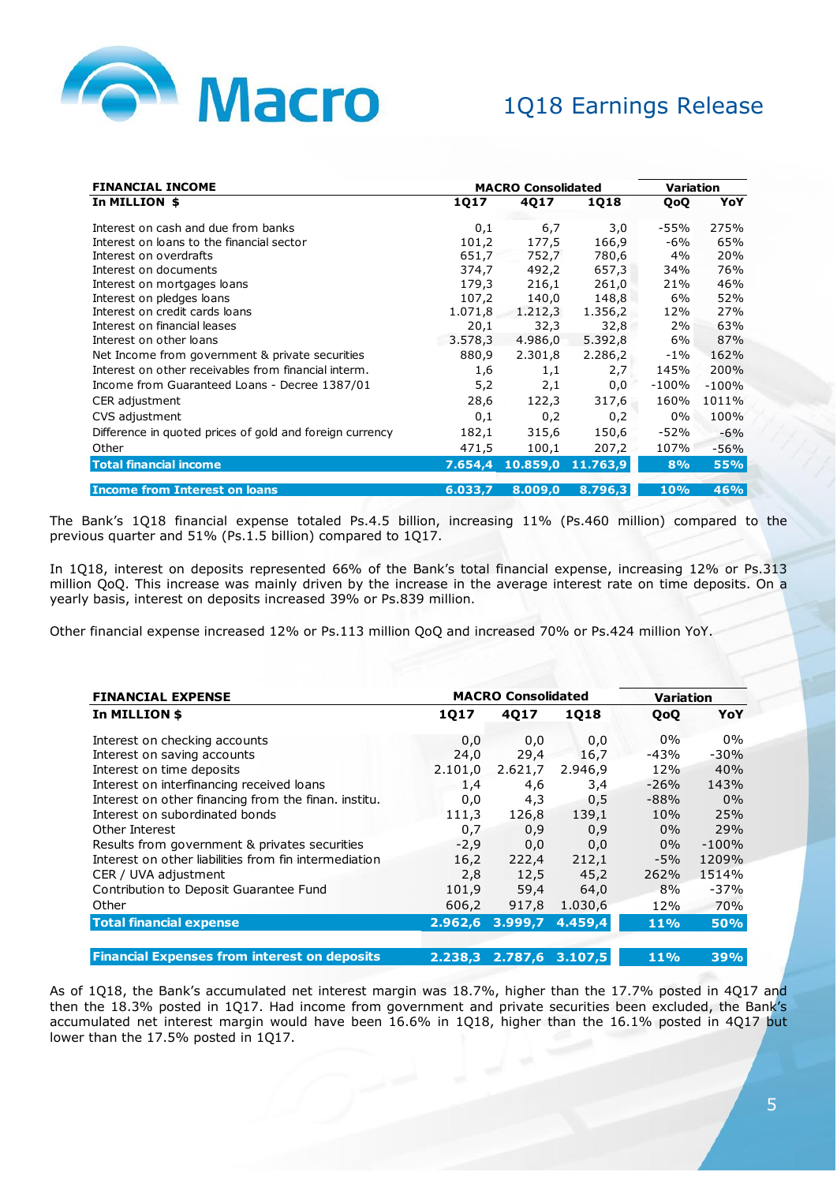| FINANCIAL INCOME | MACRO Consolidated | | | Variation | |
|---|---|---|---|---|---|
| In MILLION $ | 1Q17 | 4Q17 | 1Q18 | QoQ | YoY |
| Interest on cash and due from banks | 0,1 | 6,7 | 3,0 | -55% | 275% |
| Interest on loans to the financial sector | 101,2 | 177,5 | 166,9 | -6% | 65% |
| Interest on overdrafts | 651,7 | 752,7 | 780,6 | 4% | 20% |
| Interest on documents | 374,7 | 492,2 | 657,3 | 34% | 76% |
| Interest on mortgages loans | 179,3 | 216,1 | 261,0 | 21% | 46% |
| Interest on pledges loans | 107,2 | 140,0 | 148,8 | 6% | 52% |
| Interest on credit cards loans | 1.071,8 | 1.212,3 | 1.356,2 | 12% | 27% |
| Interest on financial leases | 20,1 | 32,3 | 32,8 | 2% | 63% |
| Interest on other loans | 3.578,3 | 4.986,0 | 5.392,8 | 6% | 87% |
| Net Income from government & private securities | 880,9 | 2.301,8 | 2.286,2 | -1% | 162% |
| Interest on other receivables from financial interm. | 1,6 | 1,1 | 2,7 | 145% | 200% |
| Income from Guaranteed Loans - Decree 1387/01 | 5,2 | 2,1 | 0,0 | -100% | -100% |
| CER adjustment | 28,6 | 122,3 | 317,6 | 160% | 1011% |
| CVS adjustment | 0,1 | 0,2 | 0,2 | 0% | 100% |
| Difference in quoted prices of gold and foreign currency | 182,1 | 315,6 | 150,6 | -52% | -6% |
| Other | 471,5 | 100,1 | 207,2 | 107% | -56% |
| **Total financial income** | **7.654,4** | **10.859,0** | **11.763,9** | **8%** | **55%** |
| | | | | | |
| **Income from Interest on loans** | **6.033,7** | **8.009,0** | **8.796,3** | **10%** | **46%** |

The Bank's 1Q18 financial expense totaled Ps.4.5 billion, increasing 11% (Ps.460 million) compared to the previous quarter and 51% (Ps.1.5 billion) compared to 1Q17.

In 1Q18, interest on deposits represented 66% of the Bank's total financial expense, increasing 12% or Ps.313 million QoQ. This increase was mainly driven by the increase in the average interest rate on time deposits. On a yearly basis, interest on deposits increased 39% or Ps.839 million.

Other financial expense increased 12% or Ps.113 million QoQ and increased 70% or Ps.424 million YoY.

| FINANCIAL EXPENSE | MACRO Consolidated | | | Variation | |
|---|---|---|---|---|---|
| In MILLION $ | 1Q17 | 4Q17 | 1Q18 | QoQ | YoY |
| Interest on checking accounts | 0,0 | 0,0 | 0,0 | 0% | 0% |
| Interest on saving accounts | 24,0 | 29,4 | 16,7 | -43% | -30% |
| Interest on time deposits | 2.101,0 | 2.621,7 | 2.946,9 | 12% | 40% |
| Interest on interfinancing received loans | 1,4 | 4,6 | 3,4 | -26% | 143% |
| Interest on other financing from the finan. institu. | 0,0 | 4,3 | 0,5 | -88% | 0% |
| Interest on subordinated bonds | 111,3 | 126,8 | 139,1 | 10% | 25% |
| Other Interest | 0,7 | 0,9 | 0,9 | 0% | 29% |
| Results from government & privates securities | -2,9 | 0,0 | 0,0 | 0% | -100% |
| Interest on other liabilities from fin intermediation | 16,2 | 222,4 | 212,1 | -5% | 1209% |
| CER / UVA adjustment | 2,8 | 12,5 | 45,2 | 262% | 1514% |
| Contribution to Deposit Guarantee Fund | 101,9 | 59,4 | 64,0 | 8% | -37% |
| Other | 606,2 | 917,8 | 1.030,6 | 12% | 70% |
| **Total financial expense** | **2.962,6** | **3.999,7** | **4.459,4** | **11%** | **50%** |
| | | | | | |
| **Financial Expenses from interest on deposits** | **2.238,3** | **2.787,6** | **3.107,5** | **11%** | **39%** |

As of 1Q18, the Bank's accumulated net interest margin was 18.7%, higher than the 17.7% posted in 4Q17 and then the 18.3% posted in 1Q17. Had income from government and private securities been excluded, the Bank's accumulated net interest margin would have been 16.6% in 1Q18, higher than the 16.1% posted in 4Q17 but lower than the 17.5% posted in 1Q17.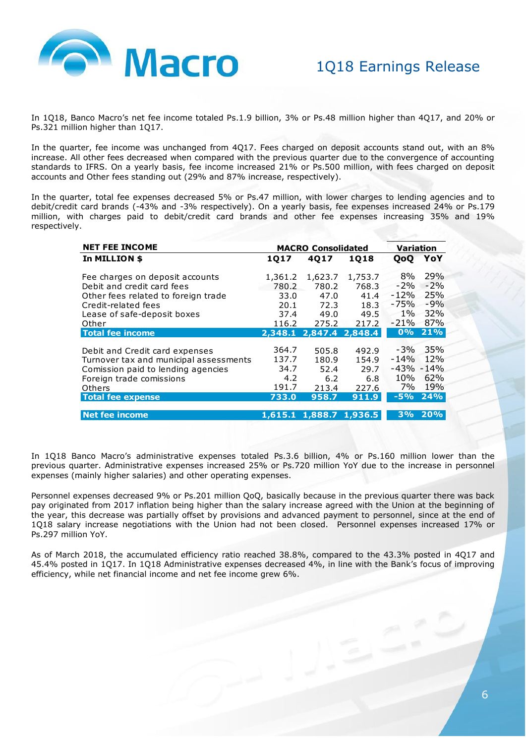In 1Q18, Banco Macro's net fee income totaled Ps.1.9 billion, 3% or Ps.48 million higher than 4Q17, and 20% or Ps.321 million higher than 1Q17.

In the quarter, fee income was unchanged from 4Q17. Fees charged on deposit accounts stand out, with an 8% increase. All other fees decreased when compared with the previous quarter due to the convergence of accounting standards to IFRS. On a yearly basis, fee income increased 21% or Ps.500 million, with fees charged on deposit accounts and Other fees standing out (29% and 87% increase, respectively).

In the quarter, total fee expenses decreased 5% or Ps.47 million, with lower charges to lending agencies and to debit/credit card brands (-43% and -3% respectively). On a yearly basis, fee expenses increased 24% or Ps.179 million, with charges paid to debit/credit card brands and other fee expenses increasing 35% and 19% respectively.

| **NET FEE INCOME** | **MACRO Consolidated** | | | **Variation** | |
|---|---|---|---|---|---|
| **In MILLION $** | **1Q17** | **4Q17** | **1Q18** | **QoQ** | **YoY** |
| Fee charges on deposit accounts | 1,361.2 | 1,623.7 | 1,753.7 | 8% | 29% |
| Debit and credit card fees | 780.2 | 780.2 | 768.3 | -2% | -2% |
| Other fees related to foreign trade | 33.0 | 47.0 | 41.4 | -12% | 25% |
| Credit-related fees | 20.1 | 72.3 | 18.3 | -75% | -9% |
| Lease of safe-deposit boxes | 37.4 | 49.0 | 49.5 | 1% | 32% |
| Other | 116.2 | 275.2 | 217.2 | -21% | 87% |
| **Total fee income** | **2,348.1** | **2,847.4** | **2,848.4** | **0%** | **21%** |
| Debit and Credit card expenses | 364.7 | 505.8 | 492.9 | -3% | 35% |
| Turnover tax and municipal assessments | 137.7 | 180.9 | 154.9 | -14% | 12% |
| Comission paid to lending agencies | 34.7 | 52.4 | 29.7 | -43% | -14% |
| Foreign trade comissions | 4.2 | 6.2 | 6.8 | 10% | 62% |
| Others | 191.7 | 213.4 | 227.6 | 7% | 19% |
| **Total fee expense** | **733.0** | **958.7** | **911.9** | **-5%** | **24%** |
| **Net fee income** | **1,615.1** | **1,888.7** | **1,936.5** | **3%** | **20%** |

In 1Q18 Banco Macro's administrative expenses totaled Ps.3.6 billion, 4% or Ps.160 million lower than the previous quarter. Administrative expenses increased 25% or Ps.720 million YoY due to the increase in personnel expenses (mainly higher salaries) and other operating expenses.

Personnel expenses decreased 9% or Ps.201 million QoQ, basically because in the previous quarter there was back pay originated from 2017 inflation being higher than the salary increase agreed with the Union at the beginning of the year, this decrease was partially offset by provisions and advanced payment to personnel, since at the end of 1Q18 salary increase negotiations with the Union had not been closed. Personnel expenses increased 17% or Ps.297 million YoY.

As of March 2018, the accumulated efficiency ratio reached 38.8%, compared to the 43.3% posted in 4Q17 and 45.4% posted in 1Q17. In 1Q18 Administrative expenses decreased 4%, in line with the Bank's focus of improving efficiency, while net financial income and net fee income grew 6%.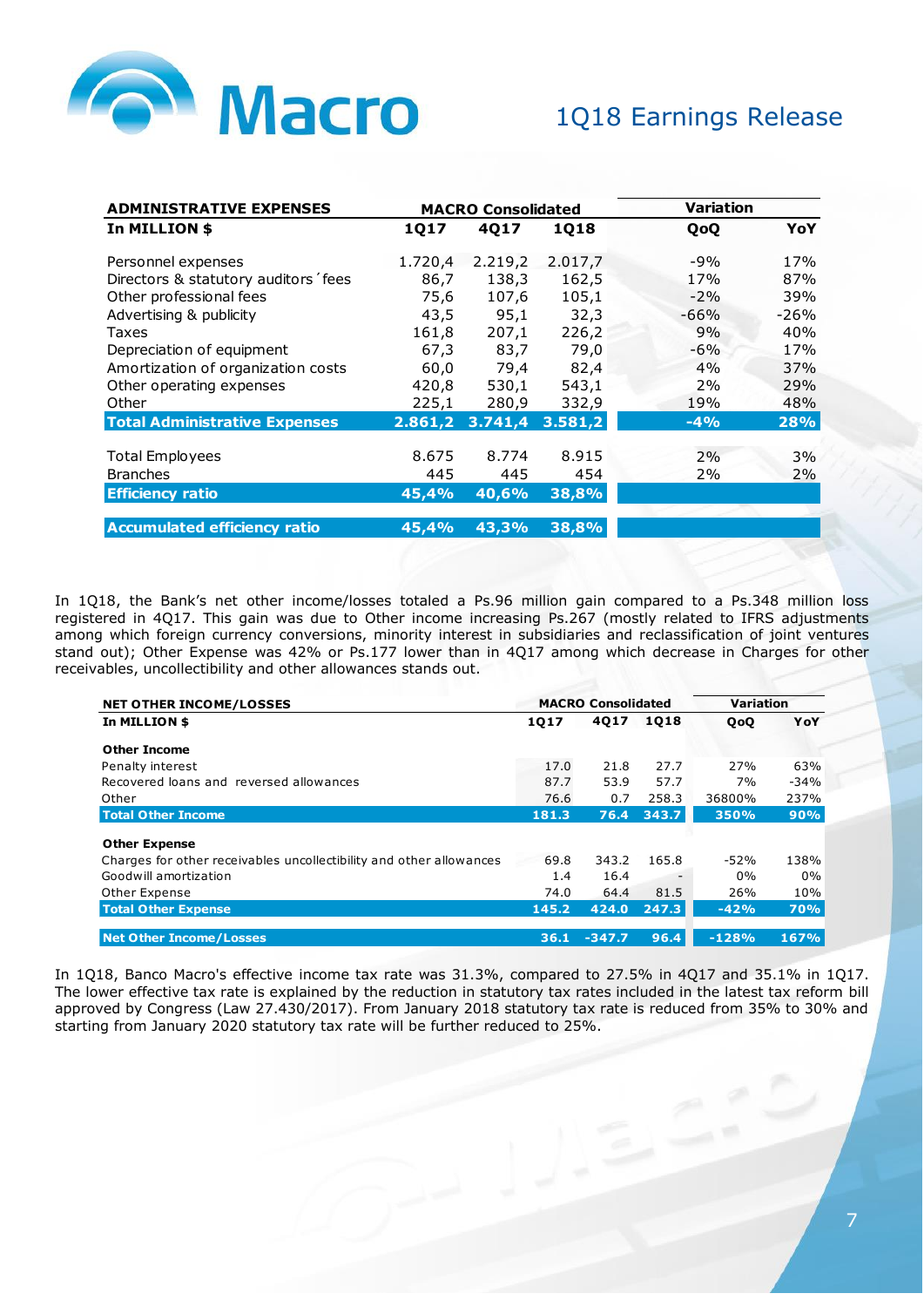| ADMINISTRATIVE EXPENSES | MACRO Consolidated | | | Variation | |
|---|---|---|---|---|---|
| In MILLION $ | 1Q17 | 4Q17 | 1Q18 | QoQ | YoY |
| Personnel expenses | 1.720,4 | 2.219,2 | 2.017,7 | -9% | 17% |
| Directors & statutory auditors´fees | 86,7 | 138,3 | 162,5 | 17% | 87% |
| Other professional fees | 75,6 | 107,6 | 105,1 | -2% | 39% |
| Advertising & publicity | 43,5 | 95,1 | 32,3 | -66% | -26% |
| Taxes | 161,8 | 207,1 | 226,2 | 9% | 40% |
| Depreciation of equipment | 67,3 | 83,7 | 79,0 | -6% | 17% |
| Amortization of organization costs | 60,0 | 79,4 | 82,4 | 4% | 37% |
| Other operating expenses | 420,8 | 530,1 | 543,1 | 2% | 29% |
| Other | 225,1 | 280,9 | 332,9 | 19% | 48% |
| **Total Administrative Expenses** | **2.861,2** | **3.741,4** | **3.581,2** | **-4%** | **28%** |
| | | | | | |
| Total Employees | 8.675 | 8.774 | 8.915 | 2% | 3% |
| Branches | 445 | 445 | 454 | 2% | 2% |
| **Efficiency ratio** | **45,4%** | **40,6%** | **38,8%** | | |
| | | | | | |
| **Accumulated efficiency ratio** | **45,4%** | **43,3%** | **38,8%** | | |

In 1Q18, the Bank's net other income/losses totaled a Ps.96 million gain compared to a Ps.348 million loss registered in 4Q17. This gain was due to Other income increasing Ps.267 (mostly related to IFRS adjustments among which foreign currency conversions, minority interest in subsidiaries and reclassification of joint ventures stand out); Other Expense was 42% or Ps.177 lower than in 4Q17 among which decrease in Charges for other receivables, uncollectibility and other allowances stands out.

| NET OTHER INCOME/LOSSES | MACRO Consolidated | | | Variation | |
|---|---|---|---|---|---|
| In MILLION $ | 1Q17 | 4Q17 | 1Q18 | QoQ | YoY |
| **Other Income** | | | | | |
| Penalty interest | 17.0 | 21.8 | 27.7 | 27% | 63% |
| Recovered loans and reversed allowances | 87.7 | 53.9 | 57.7 | 7% | -34% |
| Other | 76.6 | 0.7 | 258.3 | 36800% | 237% |
| **Total Other Income** | **181.3** | **76.4** | **343.7** | **350%** | **90%** |
| | | | | | |
| **Other Expense** | | | | | |
| Charges for other receivables uncollectibility and other allowances | 69.8 | 343.2 | 165.8 | -52% | 138% |
| Goodwill amortization | 1.4 | 16.4 | - | 0% | 0% |
| Other Expense | 74.0 | 64.4 | 81.5 | 26% | 10% |
| **Total Other Expense** | **145.2** | **424.0** | **247.3** | **-42%** | **70%** |
| | | | | | |
| **Net Other Income/Losses** | **36.1** | **-347.7** | **96.4** | **-128%** | **167%** |

In 1Q18, Banco Macro's effective income tax rate was 31.3%, compared to 27.5% in 4Q17 and 35.1% in 1Q17. The lower effective tax rate is explained by the reduction in statutory tax rates included in the latest tax reform bill approved by Congress (Law 27.430/2017). From January 2018 statutory tax rate is reduced from 35% to 30% and starting from January 2020 statutory tax rate will be further reduced to 25%.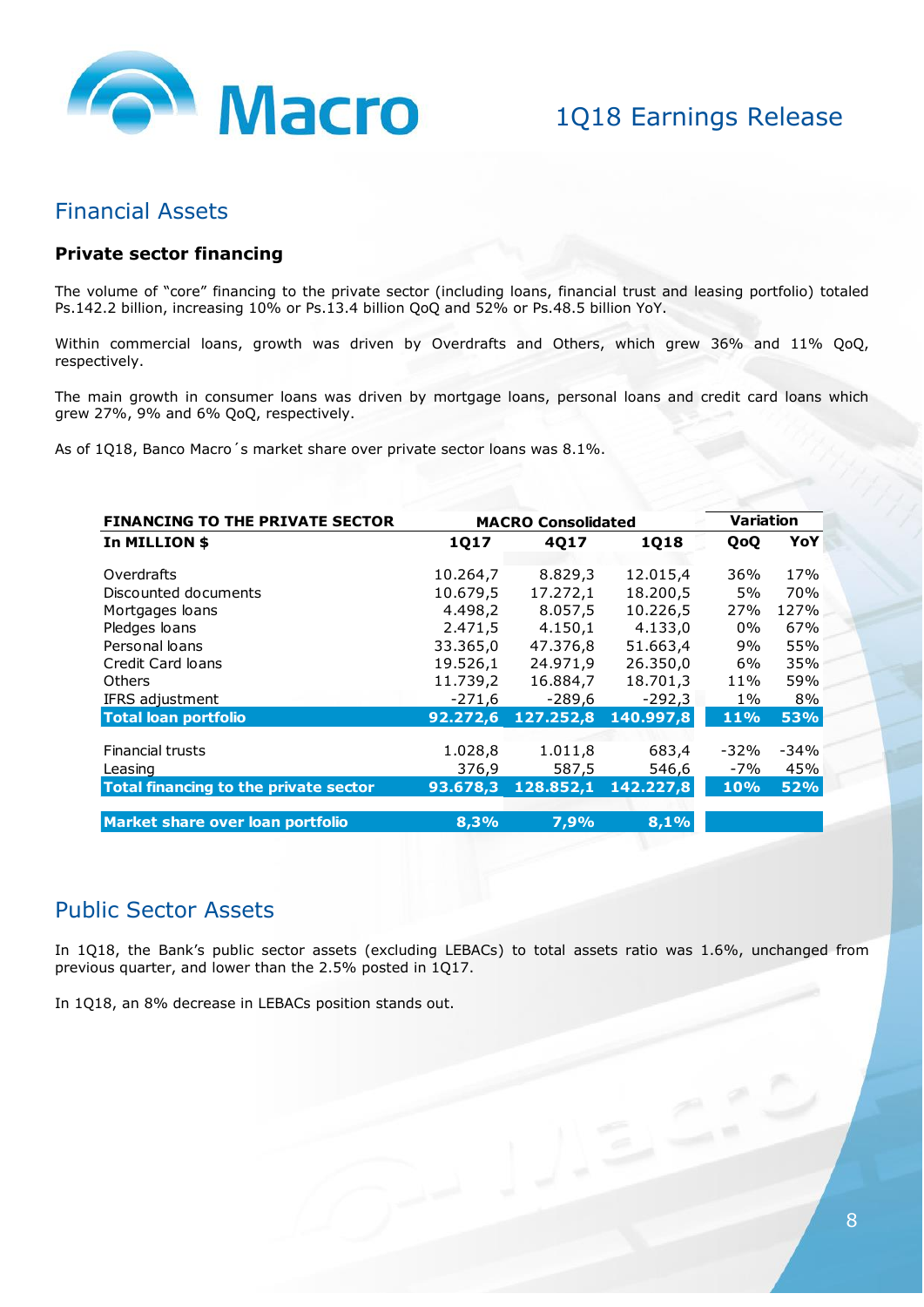## Financial Assets

### Private sector financing

The volume of "core" financing to the private sector (including loans, financial trust and leasing portfolio) totaled Ps.142.2 billion, increasing 10% or Ps.13.4 billion QoQ and 52% or Ps.48.5 billion YoY.

Within commercial loans, growth was driven by Overdrafts and Others, which grew 36% and 11% QoQ, respectively.

The main growth in consumer loans was driven by mortgage loans, personal loans and credit card loans which grew 27%, 9% and 6% QoQ, respectively.

As of 1Q18, Banco Macro´s market share over private sector loans was 8.1%.

| FINANCING TO THE PRIVATE SECTOR | MACRO Consolidated | | | Variation | |
|---|---|---|---|---|---|
| **In MILLION $** | **1Q17** | **4Q17** | **1Q18** | **QoQ** | **YoY** |
| Overdrafts | 10.264,7 | 8.829,3 | 12.015,4 | 36% | 17% |
| Discounted documents | 10.679,5 | 17.272,1 | 18.200,5 | 5% | 70% |
| Mortgages loans | 4.498,2 | 8.057,5 | 10.226,5 | 27% | 127% |
| Pledges loans | 2.471,5 | 4.150,1 | 4.133,0 | 0% | 67% |
| Personal loans | 33.365,0 | 47.376,8 | 51.663,4 | 9% | 55% |
| Credit Card loans | 19.526,1 | 24.971,9 | 26.350,0 | 6% | 35% |
| Others | 11.739,2 | 16.884,7 | 18.701,3 | 11% | 59% |
| IFRS adjustment | -271,6 | -289,6 | -292,3 | 1% | 8% |
| **Total loan portfolio** | **92.272,6** | **127.252,8** | **140.997,8** | **11%** | **53%** |
| Financial trusts | 1.028,8 | 1.011,8 | 683,4 | -32% | -34% |
| Leasing | 376,9 | 587,5 | 546,6 | -7% | 45% |
| **Total financing to the private sector** | **93.678,3** | **128.852,1** | **142.227,8** | **10%** | **52%** |
| **Market share over loan portfolio** | **8,3%** | **7,9%** | **8,1%** | | |

## Public Sector Assets

In 1Q18, the Bank's public sector assets (excluding LEBACs) to total assets ratio was 1.6%, unchanged from previous quarter, and lower than the 2.5% posted in 1Q17.

In 1Q18, an 8% decrease in LEBACs position stands out.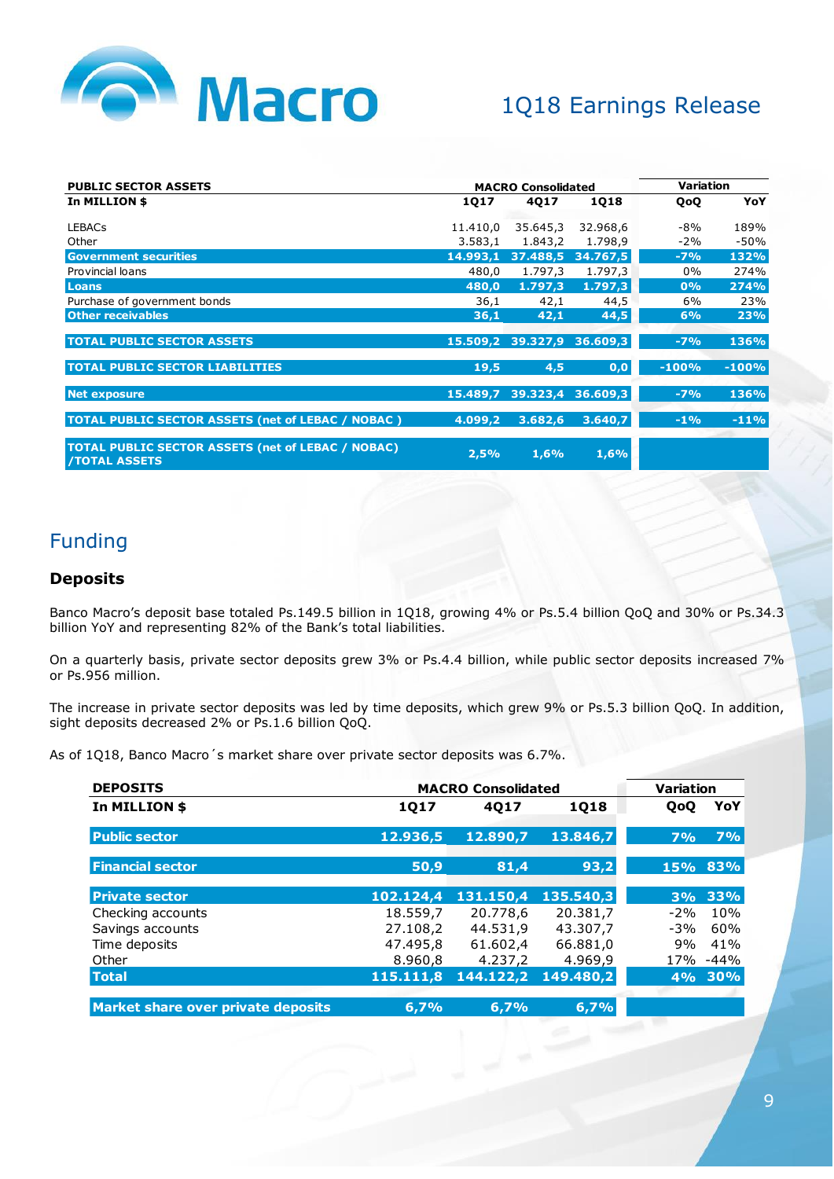| PUBLIC SECTOR ASSETS | MACRO Consolidated | | | Variation | |
|---|---|---|---|---|---|
| In MILLION $ | 1Q17 | 4Q17 | 1Q18 | QoQ | YoY |
| LEBACs | 11.410,0 | 35.645,3 | 32.968,6 | -8% | 189% |
| Other | 3.583,1 | 1.843,2 | 1.798,9 | -2% | -50% |
| **Government securities** | **14.993,1** | **37.488,5** | **34.767,5** | **-7%** | **132%** |
| Provincial loans | 480,0 | 1.797,3 | 1.797,3 | 0% | 274% |
| **Loans** | **480,0** | **1.797,3** | **1.797,3** | **0%** | **274%** |
| Purchase of government bonds | 36,1 | 42,1 | 44,5 | 6% | 23% |
| **Other receivables** | **36,1** | **42,1** | **44,5** | **6%** | **23%** |
| **TOTAL PUBLIC SECTOR ASSETS** | **15.509,2** | **39.327,9** | **36.609,3** | **-7%** | **136%** |
| **TOTAL PUBLIC SECTOR LIABILITIES** | **19,5** | **4,5** | **0,0** | **-100%** | **-100%** |
| **Net exposure** | **15.489,7** | **39.323,4** | **36.609,3** | **-7%** | **136%** |
| **TOTAL PUBLIC SECTOR ASSETS (net of LEBAC / NOBAC )** | **4.099,2** | **3.682,6** | **3.640,7** | **-1%** | **-11%** |
| **TOTAL PUBLIC SECTOR ASSETS (net of LEBAC / NOBAC) /TOTAL ASSETS** | **2,5%** | **1,6%** | **1,6%** | | |

# Funding

### Deposits

Banco Macro's deposit base totaled Ps.149.5 billion in 1Q18, growing 4% or Ps.5.4 billion QoQ and 30% or Ps.34.3 billion YoY and representing 82% of the Bank's total liabilities.

On a quarterly basis, private sector deposits grew 3% or Ps.4.4 billion, while public sector deposits increased 7% or Ps.956 million.

The increase in private sector deposits was led by time deposits, which grew 9% or Ps.5.3 billion QoQ. In addition, sight deposits decreased 2% or Ps.1.6 billion QoQ.

As of 1Q18, Banco Macro´s market share over private sector deposits was 6.7%.

| DEPOSITS | MACRO Consolidated | | | Variation | |
|---|---|---|---|---|---|
| In MILLION $ | 1Q17 | 4Q17 | 1Q18 | QoQ | YoY |
| **Public sector** | **12.936,5** | **12.890,7** | **13.846,7** | **7%** | **7%** |
| **Financial sector** | **50,9** | **81,4** | **93,2** | **15%** | **83%** |
| **Private sector** | **102.124,4** | **131.150,4** | **135.540,3** | **3%** | **33%** |
| Checking accounts | 18.559,7 | 20.778,6 | 20.381,7 | -2% | 10% |
| Savings accounts | 27.108,2 | 44.531,9 | 43.307,7 | -3% | 60% |
| Time deposits | 47.495,8 | 61.602,4 | 66.881,0 | 9% | 41% |
| Other | 8.960,8 | 4.237,2 | 4.969,9 | 17% | -44% |
| **Total** | **115.111,8** | **144.122,2** | **149.480,2** | **4%** | **30%** |
| **Market share over private deposits** | **6,7%** | **6,7%** | **6,7%** | | |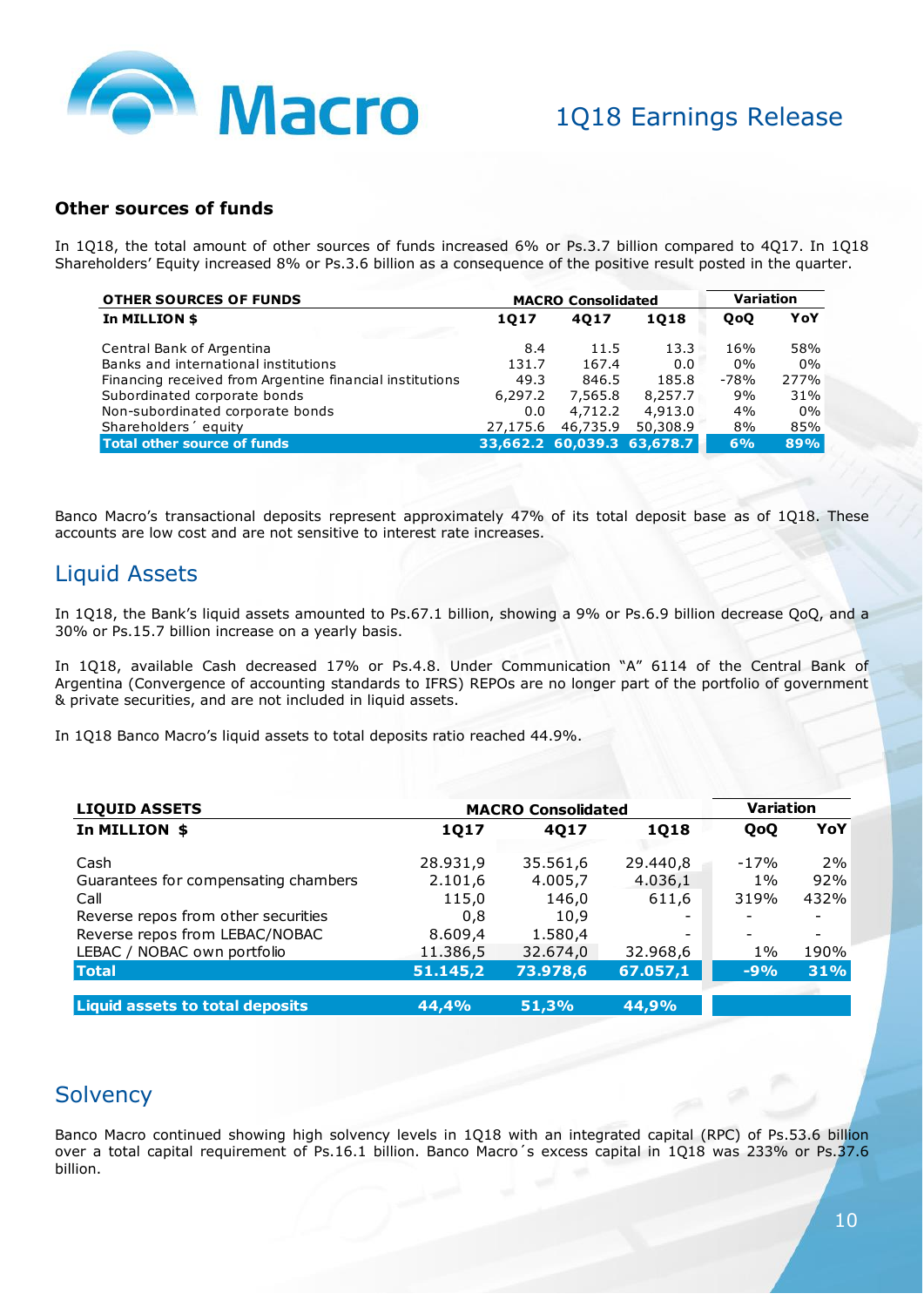### Other sources of funds

In 1Q18, the total amount of other sources of funds increased 6% or Ps.3.7 billion compared to 4Q17. In 1Q18 Shareholders' Equity increased 8% or Ps.3.6 billion as a consequence of the positive result posted in the quarter.

| OTHER SOURCES OF FUNDS | MACRO Consolidated | | | Variation | |
|---|---|---|---|---|---|
| **In MILLION $** | **1Q17** | **4Q17** | **1Q18** | **QoQ** | **YoY** |
| Central Bank of Argentina | 8.4 | 11.5 | 13.3 | 16% | 58% |
| Banks and international institutions | 131.7 | 167.4 | 0.0 | 0% | 0% |
| Financing received from Argentine financial institutions | 49.3 | 846.5 | 185.8 | -78% | 277% |
| Subordinated corporate bonds | 6,297.2 | 7,565.8 | 8,257.7 | 9% | 31% |
| Non-subordinated corporate bonds | 0.0 | 4,712.2 | 4,913.0 | 4% | 0% |
| Shareholders´ equity | 27,175.6 | 46,735.9 | 50,308.9 | 8% | 85% |
| **Total other source of funds** | **33,662.2** | **60,039.3** | **63,678.7** | **6%** | **89%** |

Banco Macro's transactional deposits represent approximately 47% of its total deposit base as of 1Q18. These accounts are low cost and are not sensitive to interest rate increases.

## Liquid Assets

In 1Q18, the Bank's liquid assets amounted to Ps.67.1 billion, showing a 9% or Ps.6.9 billion decrease QoQ, and a 30% or Ps.15.7 billion increase on a yearly basis.

In 1Q18, available Cash decreased 17% or Ps.4.8. Under Communication "A" 6114 of the Central Bank of Argentina (Convergence of accounting standards to IFRS) REPOs are no longer part of the portfolio of government & private securities, and are not included in liquid assets.

In 1Q18 Banco Macro's liquid assets to total deposits ratio reached 44.9%.

| LIQUID ASSETS | MACRO Consolidated | | | Variation | |
|---|---|---|---|---|---|
| **In MILLION $** | **1Q17** | **4Q17** | **1Q18** | **QoQ** | **YoY** |
| Cash | 28.931,9 | 35.561,6 | 29.440,8 | -17% | 2% |
| Guarantees for compensating chambers | 2.101,6 | 4.005,7 | 4.036,1 | 1% | 92% |
| Call | 115,0 | 146,0 | 611,6 | 319% | 432% |
| Reverse repos from other securities | 0,8 | 10,9 | - | - | - |
| Reverse repos from LEBAC/NOBAC | 8.609,4 | 1.580,4 | - | - | - |
| LEBAC / NOBAC own portfolio | 11.386,5 | 32.674,0 | 32.968,6 | 1% | 190% |
| **Total** | **51.145,2** | **73.978,6** | **67.057,1** | **-9%** | **31%** |
| **Liquid assets to total deposits** | **44,4%** | **51,3%** | **44,9%** | | |

## Solvency

Banco Macro continued showing high solvency levels in 1Q18 with an integrated capital (RPC) of Ps.53.6 billion over a total capital requirement of Ps.16.1 billion. Banco Macro´s excess capital in 1Q18 was 233% or Ps.37.6 billion.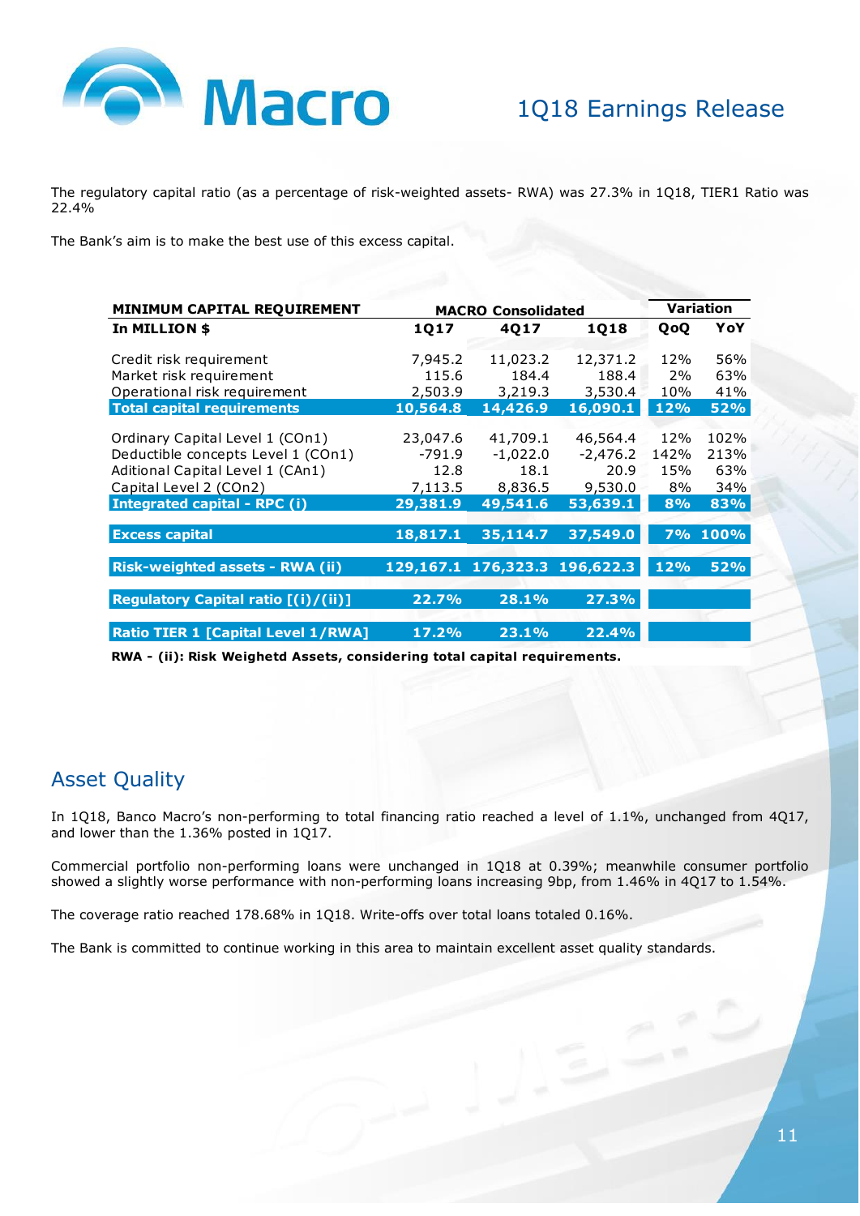The regulatory capital ratio (as a percentage of risk-weighted assets- RWA) was 27.3% in 1Q18, TIER1 Ratio was 22.4%

The Bank's aim is to make the best use of this excess capital.

| MINIMUM CAPITAL REQUIREMENT | MACRO Consolidated | | | Variation | |
|---|---|---|---|---|---|
| **In MILLION $** | **1Q17** | **4Q17** | **1Q18** | **QoQ** | **YoY** |
| Credit risk requirement | 7,945.2 | 11,023.2 | 12,371.2 | 12% | 56% |
| Market risk requirement | 115.6 | 184.4 | 188.4 | 2% | 63% |
| Operational risk requirement | 2,503.9 | 3,219.3 | 3,530.4 | 10% | 41% |
| **Total capital requirements** | **10,564.8** | **14,426.9** | **16,090.1** | **12%** | **52%** |
| Ordinary Capital Level 1 (COn1) | 23,047.6 | 41,709.1 | 46,564.4 | 12% | 102% |
| Deductible concepts Level 1 (COn1) | -791.9 | -1,022.0 | -2,476.2 | 142% | 213% |
| Aditional Capital Level 1 (CAn1) | 12.8 | 18.1 | 20.9 | 15% | 63% |
| Capital Level 2 (COn2) | 7,113.5 | 8,836.5 | 9,530.0 | 8% | 34% |
| **Integrated capital - RPC (i)** | **29,381.9** | **49,541.6** | **53,639.1** | **8%** | **83%** |
| **Excess capital** | **18,817.1** | **35,114.7** | **37,549.0** | **7%** | **100%** |
| **Risk-weighted assets - RWA (ii)** | **129,167.1** | **176,323.3** | **196,622.3** | **12%** | **52%** |
| **Regulatory Capital ratio [(i)/(ii)]** | **22.7%** | **28.1%** | **27.3%** | | |
| **Ratio TIER 1 [Capital Level 1/RWA]** | **17.2%** | **23.1%** | **22.4%** | | |

**RWA - (ii): Risk Weighetd Assets, considering total capital requirements.**

## Asset Quality

In 1Q18, Banco Macro's non-performing to total financing ratio reached a level of 1.1%, unchanged from 4Q17, and lower than the 1.36% posted in 1Q17.

Commercial portfolio non-performing loans were unchanged in 1Q18 at 0.39%; meanwhile consumer portfolio showed a slightly worse performance with non-performing loans increasing 9bp, from 1.46% in 4Q17 to 1.54%.

The coverage ratio reached 178.68% in 1Q18. Write-offs over total loans totaled 0.16%.

The Bank is committed to continue working in this area to maintain excellent asset quality standards.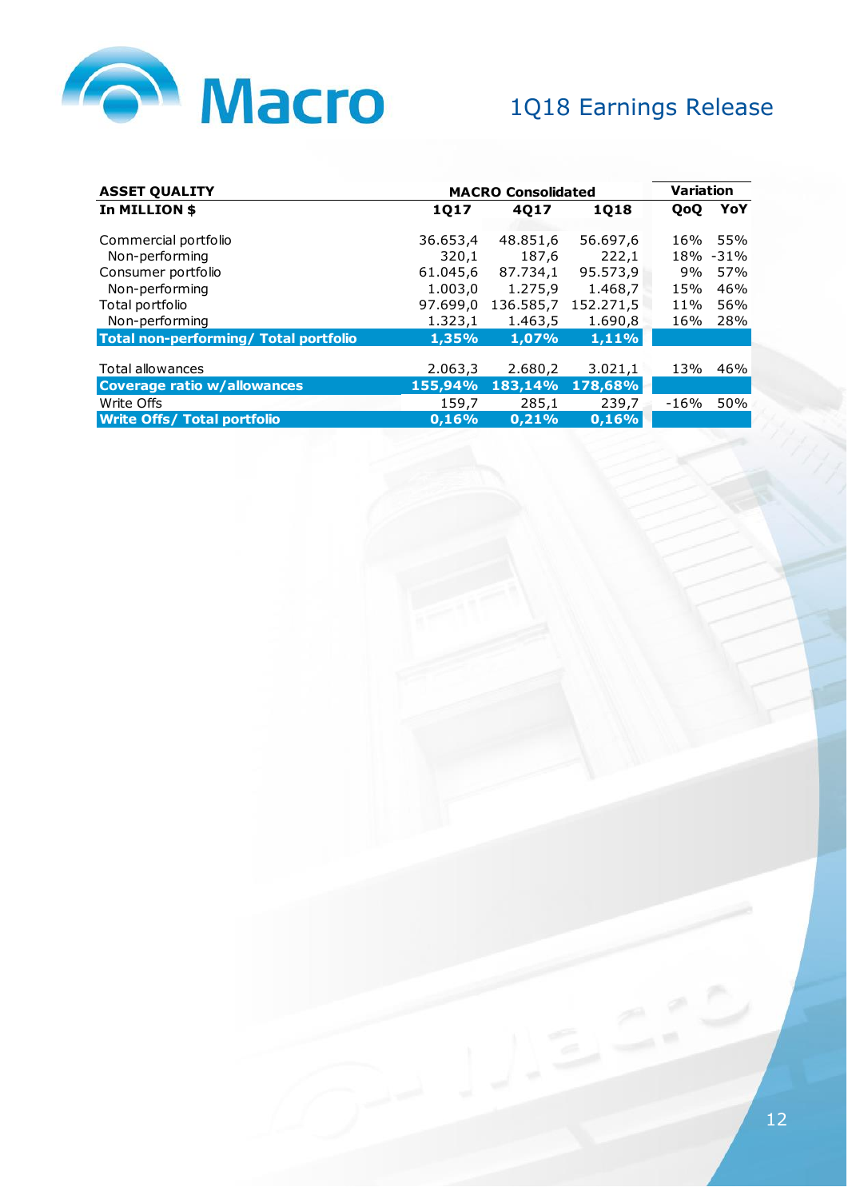| ASSET QUALITY | MACRO Consolidated | | | Variation | |
|---|---|---|---|---|---|
| **In MILLION $** | **1Q17** | **4Q17** | **1Q18** | **QoQ** | **YoY** |
| Commercial portfolio | 36.653,4 | 48.851,6 | 56.697,6 | 16% | 55% |
| Non-performing | 320,1 | 187,6 | 222,1 | 18% | -31% |
| Consumer portfolio | 61.045,6 | 87.734,1 | 95.573,9 | 9% | 57% |
| Non-performing | 1.003,0 | 1.275,9 | 1.468,7 | 15% | 46% |
| Total portfolio | 97.699,0 | 136.585,7 | 152.271,5 | 11% | 56% |
| Non-performing | 1.323,1 | 1.463,5 | 1.690,8 | 16% | 28% |
| **Total non-performing/ Total portfolio** | **1,35%** | **1,07%** | **1,11%** | | |
| Total allowances | 2.063,3 | 2.680,2 | 3.021,1 | 13% | 46% |
| **Coverage ratio w/allowances** | **155,94%** | **183,14%** | **178,68%** | | |
| Write Offs | 159,7 | 285,1 | 239,7 | -16% | 50% |
| **Write Offs/ Total portfolio** | **0,16%** | **0,21%** | **0,16%** | | |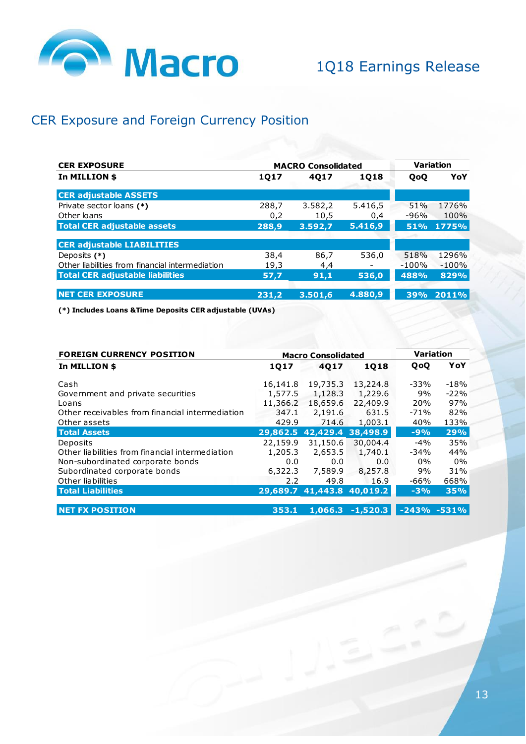## CER Exposure and Foreign Currency Position

| CER EXPOSURE | MACRO Consolidated | | | Variation | |
|---|---|---|---|---|---|
| **In MILLION $** | **1Q17** | **4Q17** | **1Q18** | **QoQ** | **YoY** |
| **CER adjustable ASSETS** | | | | | |
| Private sector loans **(*)** | 288,7 | 3.582,2 | 5.416,5 | 51% | 1776% |
| Other loans | 0,2 | 10,5 | 0,4 | -96% | 100% |
| **Total CER adjustable assets** | **288,9** | **3.592,7** | **5.416,9** | **51%** | **1775%** |
| **CER adjustable LIABILITIES** | | | | | |
| Deposits **(*)** | 38,4 | 86,7 | 536,0 | 518% | 1296% |
| Other liabilities from financial intermediation | 19,3 | 4,4 | - | -100% | -100% |
| **Total CER adjustable liabilities** | **57,7** | **91,1** | **536,0** | **488%** | **829%** |
| **NET CER EXPOSURE** | **231,2** | **3.501,6** | **4.880,9** | **39%** | **2011%** |

**(*) Includes Loans &Time Deposits CER adjustable (UVAs)**

| FOREIGN CURRENCY POSITION | Macro Consolidated | | | Variation | |
|---|---|---|---|---|---|
| **In MILLION $** | **1Q17** | **4Q17** | **1Q18** | **QoQ** | **YoY** |
| Cash | 16,141.8 | 19,735.3 | 13,224.8 | -33% | -18% |
| Government and private securities | 1,577.5 | 1,128.3 | 1,229.6 | 9% | -22% |
| Loans | 11,366.2 | 18,659.6 | 22,409.9 | 20% | 97% |
| Other receivables from financial intermediation | 347.1 | 2,191.6 | 631.5 | -71% | 82% |
| Other assets | 429.9 | 714.6 | 1,003.1 | 40% | 133% |
| **Total Assets** | **29,862.5** | **42,429.4** | **38,498.9** | **-9%** | **29%** |
| Deposits | 22,159.9 | 31,150.6 | 30,004.4 | -4% | 35% |
| Other liabilities from financial intermediation | 1,205.3 | 2,653.5 | 1,740.1 | -34% | 44% |
| Non-subordinated corporate bonds | 0.0 | 0.0 | 0.0 | 0% | 0% |
| Subordinated corporate bonds | 6,322.3 | 7,589.9 | 8,257.8 | 9% | 31% |
| Other liabilities | 2.2 | 49.8 | 16.9 | -66% | 668% |
| **Total Liabilities** | **29,689.7** | **41,443.8** | **40,019.2** | **-3%** | **35%** |
| **NET FX POSITION** | **353.1** | **1,066.3** | **-1,520.3** | **-243%** | **-531%** |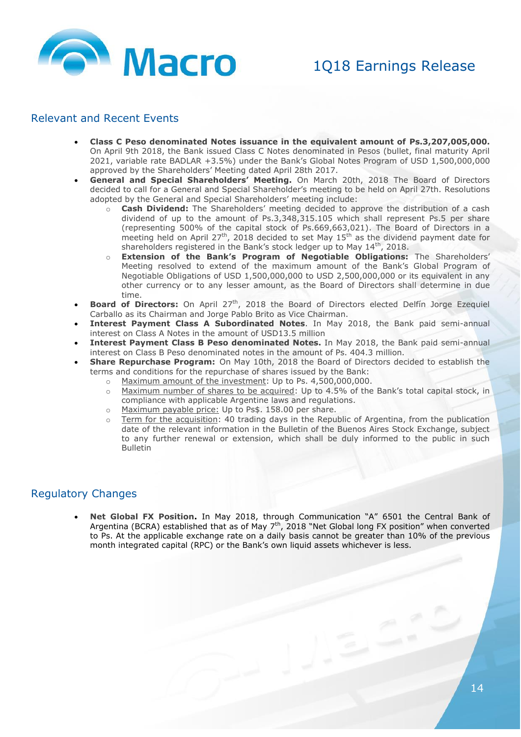## Relevant and Recent Events

- **Class C Peso denominated Notes issuance in the equivalent amount of Ps.3,207,005,000.** On April 9th 2018, the Bank issued Class C Notes denominated in Pesos (bullet, final maturity April 2021, variable rate BADLAR +3.5%) under the Bank's Global Notes Program of USD 1,500,000,000 approved by the Shareholders' Meeting dated April 28th 2017.
- **General and Special Shareholders' Meeting.** On March 20th, 2018 The Board of Directors decided to call for a General and Special Shareholder's meeting to be held on April 27th. Resolutions adopted by the General and Special Shareholders' meeting include:
  - **Cash Dividend:** The Shareholders' meeting decided to approve the distribution of a cash dividend of up to the amount of Ps.3,348,315.105 which shall represent Ps.5 per share (representing 500% of the capital stock of Ps.669,663,021). The Board of Directors in a meeting held on April 27th, 2018 decided to set May 15th as the dividend payment date for shareholders registered in the Bank's stock ledger up to May 14th, 2018.
  - **Extension of the Bank's Program of Negotiable Obligations:** The Shareholders' Meeting resolved to extend of the maximum amount of the Bank's Global Program of Negotiable Obligations of USD 1,500,000,000 to USD 2,500,000,000 or its equivalent in any other currency or to any lesser amount, as the Board of Directors shall determine in due time.
- **Board of Directors:** On April 27th, 2018 the Board of Directors elected Delfín Jorge Ezequiel Carballo as its Chairman and Jorge Pablo Brito as Vice Chairman.
- **Interest Payment Class A Subordinated Notes**. In May 2018, the Bank paid semi-annual interest on Class A Notes in the amount of USD13.5 million
- **Interest Payment Class B Peso denominated Notes.** In May 2018, the Bank paid semi-annual interest on Class B Peso denominated notes in the amount of Ps. 404.3 million.
- **Share Repurchase Program:** On May 10th, 2018 the Board of Directors decided to establish the terms and conditions for the repurchase of shares issued by the Bank:
  - Maximum amount of the investment: Up to Ps. 4,500,000,000.
  - Maximum number of shares to be acquired: Up to 4.5% of the Bank's total capital stock, in compliance with applicable Argentine laws and regulations.
  - Maximum payable price: Up to Ps$. 158.00 per share.
  - Term for the acquisition: 40 trading days in the Republic of Argentina, from the publication date of the relevant information in the Bulletin of the Buenos Aires Stock Exchange, subject to any further renewal or extension, which shall be duly informed to the public in such Bulletin

## Regulatory Changes

- **Net Global FX Position.** In May 2018, through Communication "A" 6501 the Central Bank of Argentina (BCRA) established that as of May 7th, 2018 "Net Global long FX position" when converted to Ps. At the applicable exchange rate on a daily basis cannot be greater than 10% of the previous month integrated capital (RPC) or the Bank's own liquid assets whichever is less.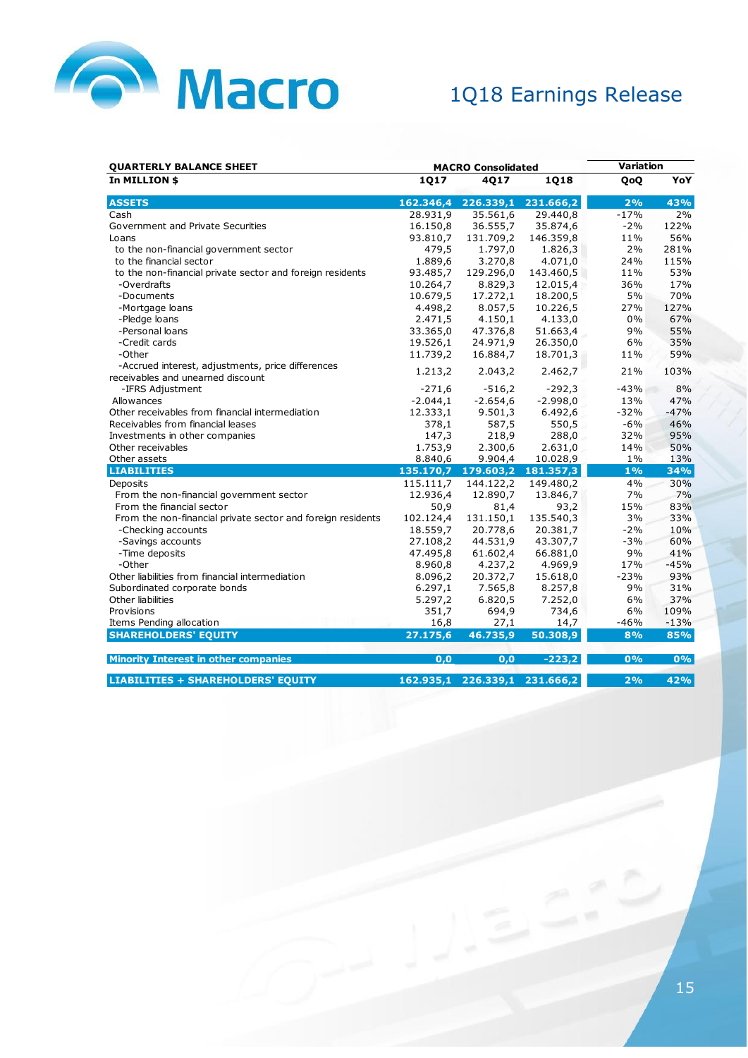| QUARTERLY BALANCE SHEET | MACRO Consolidated | | | Variation | |
|---|---|---|---|---|---|
| In MILLION $ | 1Q17 | 4Q17 | 1Q18 | QoQ | YoY |
| **ASSETS** | **162.346,4** | **226.339,1** | **231.666,2** | **2%** | **43%** |
| Cash | 28.931,9 | 35.561,6 | 29.440,8 | -17% | 2% |
| Government and Private Securities | 16.150,8 | 36.555,7 | 35.874,6 | -2% | 122% |
| Loans | 93.810,7 | 131.709,2 | 146.359,8 | 11% | 56% |
| to the non-financial government sector | 479,5 | 1.797,0 | 1.826,3 | 2% | 281% |
| to the financial sector | 1.889,6 | 3.270,8 | 4.071,0 | 24% | 115% |
| to the non-financial private sector and foreign residents | 93.485,7 | 129.296,0 | 143.460,5 | 11% | 53% |
| -Overdrafts | 10.264,7 | 8.829,3 | 12.015,4 | 36% | 17% |
| -Documents | 10.679,5 | 17.272,1 | 18.200,5 | 5% | 70% |
| -Mortgage loans | 4.498,2 | 8.057,5 | 10.226,5 | 27% | 127% |
| -Pledge loans | 2.471,5 | 4.150,1 | 4.133,0 | 0% | 67% |
| -Personal loans | 33.365,0 | 47.376,8 | 51.663,4 | 9% | 55% |
| -Credit cards | 19.526,1 | 24.971,9 | 26.350,0 | 6% | 35% |
| -Other | 11.739,2 | 16.884,7 | 18.701,3 | 11% | 59% |
| -Accrued interest, adjustments, price differences receivables and unearned discount | 1.213,2 | 2.043,2 | 2.462,7 | 21% | 103% |
| -IFRS Adjustment | -271,6 | -516,2 | -292,3 | -43% | 8% |
| Allowances | -2.044,1 | -2.654,6 | -2.998,0 | 13% | 47% |
| Other receivables from financial intermediation | 12.333,1 | 9.501,3 | 6.492,6 | -32% | -47% |
| Receivables from financial leases | 378,1 | 587,5 | 550,5 | -6% | 46% |
| Investments in other companies | 147,3 | 218,9 | 288,0 | 32% | 95% |
| Other receivables | 1.753,9 | 2.300,6 | 2.631,0 | 14% | 50% |
| Other assets | 8.840,6 | 9.904,4 | 10.028,9 | 1% | 13% |
| **LIABILITIES** | **135.170,7** | **179.603,2** | **181.357,3** | **1%** | **34%** |
| Deposits | 115.111,7 | 144.122,2 | 149.480,2 | 4% | 30% |
| From the non-financial government sector | 12.936,4 | 12.890,7 | 13.846,7 | 7% | 7% |
| From the financial sector | 50,9 | 81,4 | 93,2 | 15% | 83% |
| From the non-financial private sector and foreign residents | 102.124,4 | 131.150,1 | 135.540,3 | 3% | 33% |
| -Checking accounts | 18.559,7 | 20.778,6 | 20.381,7 | -2% | 10% |
| -Savings accounts | 27.108,2 | 44.531,9 | 43.307,7 | -3% | 60% |
| -Time deposits | 47.495,8 | 61.602,4 | 66.881,0 | 9% | 41% |
| -Other | 8.960,8 | 4.237,2 | 4.969,9 | 17% | -45% |
| Other liabilities from financial intermediation | 8.096,2 | 20.372,7 | 15.618,0 | -23% | 93% |
| Subordinated corporate bonds | 6.297,1 | 7.565,8 | 8.257,8 | 9% | 31% |
| Other liabilities | 5.297,2 | 6.820,5 | 7.252,0 | 6% | 37% |
| Provisions | 351,7 | 694,9 | 734,6 | 6% | 109% |
| Items Pending allocation | 16,8 | 27,1 | 14,7 | -46% | -13% |
| **SHAREHOLDERS' EQUITY** | **27.175,6** | **46.735,9** | **50.308,9** | **8%** | **85%** |
| **Minority Interest in other companies** | **0,0** | **0,0** | **-223,2** | **0%** | **0%** |
| **LIABILITIES + SHAREHOLDERS' EQUITY** | **162.935,1** | **226.339,1** | **231.666,2** | **2%** | **42%** |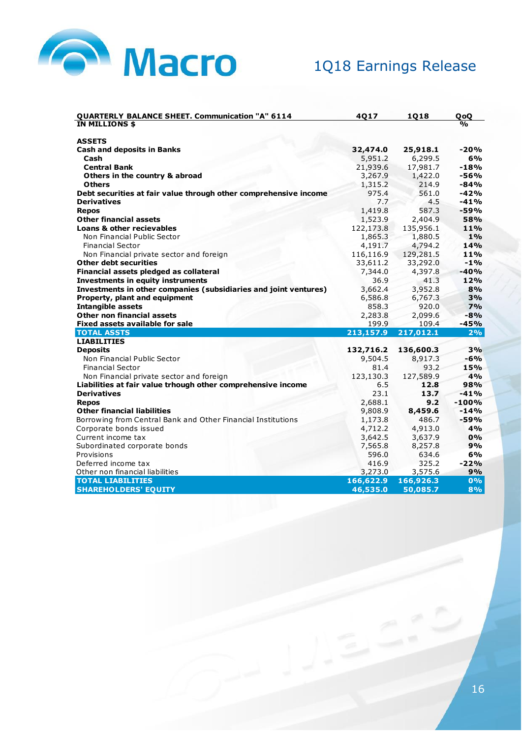| QUARTERLY BALANCE SHEET. Communication "A" 6114 | 4Q17 | 1Q18 | QoQ |
|---|---|---|---|
| **IN MILLIONS $** | | | **%** |
| | | | |
| **ASSETS** | | | |
| **Cash and deposits in Banks** | **32,474.0** | **25,918.1** | **-20%** |
| **Cash** | 5,951.2 | 6,299.5 | **6%** |
| **Central Bank** | 21,939.6 | 17,981.7 | **-18%** |
| **Others in the country & abroad** | 3,267.9 | 1,422.0 | **-56%** |
| **Others** | 1,315.2 | 214.9 | **-84%** |
| **Debt securities at fair value through other comprehensive income** | 975.4 | 561.0 | **-42%** |
| **Derivatives** | 7.7 | 4.5 | **-41%** |
| **Repos** | 1,419.8 | 587.3 | **-59%** |
| **Other financial assets** | 1,523.9 | 2,404.9 | **58%** |
| **Loans & other recievables** | 122,173.8 | 135,956.1 | **11%** |
| Non Financial Public Sector | 1,865.3 | 1,880.5 | **1%** |
| Financial Sector | 4,191.7 | 4,794.2 | **14%** |
| Non Financial private sector and foreign | 116,116.9 | 129,281.5 | **11%** |
| **Other debt securities** | 33,611.2 | 33,292.0 | **-1%** |
| **Financial assets pledged as collateral** | 7,344.0 | 4,397.8 | **-40%** |
| **Investments in equity instruments** | 36.9 | 41.3 | **12%** |
| **Investments in other companies (subsidiaries and joint ventures)** | 3,662.4 | 3,952.8 | **8%** |
| **Property, plant and equipment** | 6,586.8 | 6,767.3 | **3%** |
| **Intangible assets** | 858.3 | 920.0 | **7%** |
| **Other non financial assets** | 2,283.8 | 2,099.6 | **-8%** |
| **Fixed assets available for sale** | 199.9 | 109.4 | **-45%** |
| **TOTAL ASSTS** | **213,157.9** | **217,012.1** | **2%** |
| **LIABILITIES** | | | |
| **Deposits** | **132,716.2** | **136,600.3** | **3%** |
| Non Financial Public Sector | 9,504.5 | 8,917.3 | **-6%** |
| Financial Sector | 81.4 | 93.2 | **15%** |
| Non Financial private sector and foreign | 123,130.3 | 127,589.9 | **4%** |
| **Liabilities at fair value trhough other comprehensive income** | 6.5 | **12.8** | **98%** |
| **Derivatives** | 23.1 | **13.7** | **-41%** |
| **Repos** | 2,688.1 | **9.2** | **-100%** |
| **Other financial liabilities** | 9,808.9 | **8,459.6** | **-14%** |
| Borrowing from Central Bank and Other Financial Institutions | 1,173.8 | 486.7 | **-59%** |
| Corporate bonds issued | 4,712.2 | 4,913.0 | **4%** |
| Current income tax | 3,642.5 | 3,637.9 | **0%** |
| Subordinated corporate bonds | 7,565.8 | 8,257.8 | **9%** |
| Provisions | 596.0 | 634.6 | **6%** |
| Deferred income tax | 416.9 | 325.2 | **-22%** |
| Other non financial liabilities | 3,273.0 | 3,575.6 | **9%** |
| **TOTAL LIABILITIES** | **166,622.9** | **166,926.3** | **0%** |
| **SHAREHOLDERS' EQUITY** | **46,535.0** | **50,085.7** | **8%** |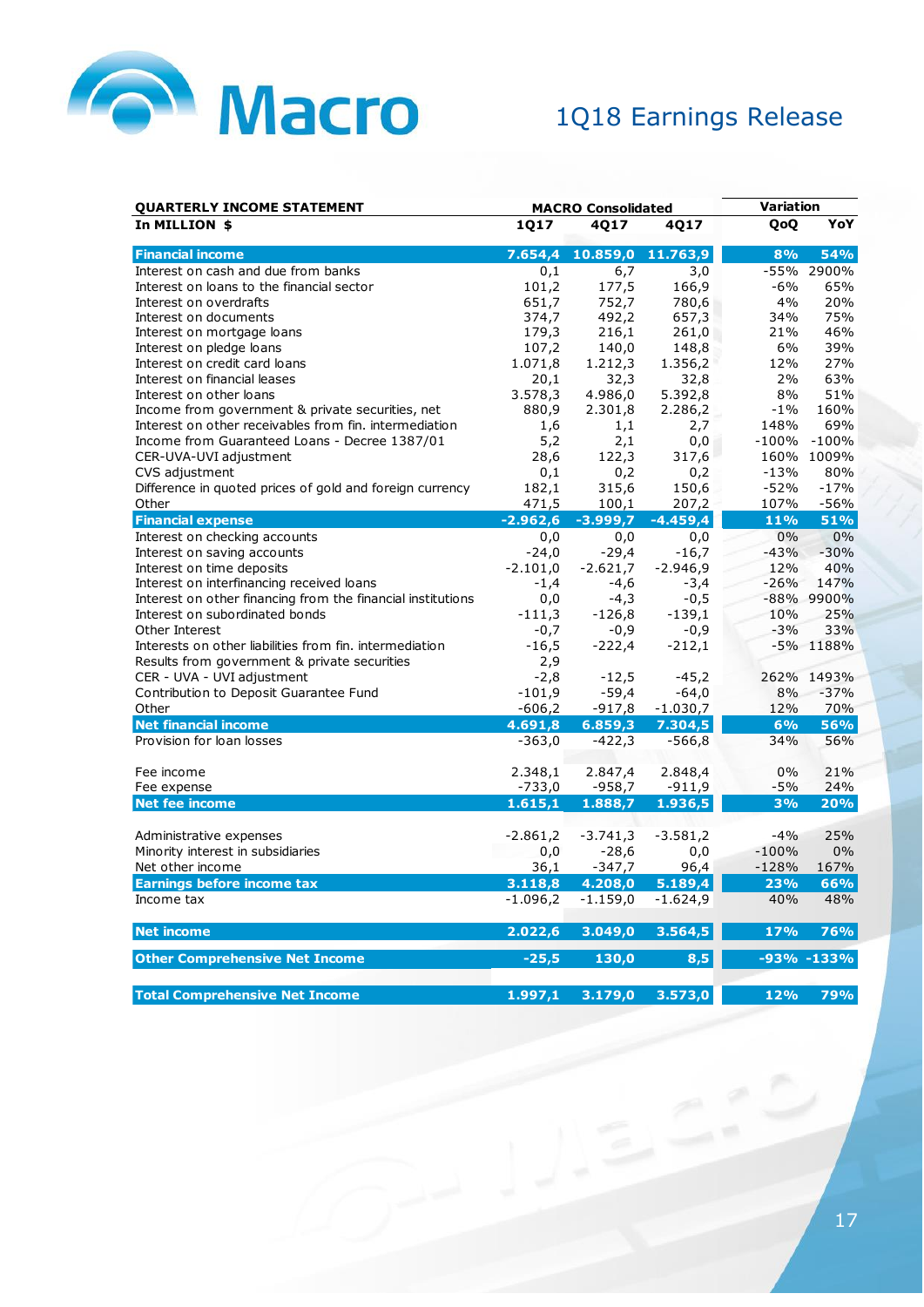# 1Q18 Earnings Release

| QUARTERLY INCOME STATEMENT | MACRO Consolidated | | | Variation | |
|---|---|---|---|---|---|
| **In MILLION $** | **1Q17** | **4Q17** | **4Q17** | **QoQ** | **YoY** |
| **Financial income** | **7.654,4** | **10.859,0** | **11.763,9** | **8%** | **54%** |
| Interest on cash and due from banks | 0,1 | 6,7 | 3,0 | -55% | 2900% |
| Interest on loans to the financial sector | 101,2 | 177,5 | 166,9 | -6% | 65% |
| Interest on overdrafts | 651,7 | 752,7 | 780,6 | 4% | 20% |
| Interest on documents | 374,7 | 492,2 | 657,3 | 34% | 75% |
| Interest on mortgage loans | 179,3 | 216,1 | 261,0 | 21% | 46% |
| Interest on pledge loans | 107,2 | 140,0 | 148,8 | 6% | 39% |
| Interest on credit card loans | 1.071,8 | 1.212,3 | 1.356,2 | 12% | 27% |
| Interest on financial leases | 20,1 | 32,3 | 32,8 | 2% | 63% |
| Interest on other loans | 3.578,3 | 4.986,0 | 5.392,8 | 8% | 51% |
| Income from government & private securities, net | 880,9 | 2.301,8 | 2.286,2 | -1% | 160% |
| Interest on other receivables from fin. intermediation | 1,6 | 1,1 | 2,7 | 148% | 69% |
| Income from Guaranteed Loans - Decree 1387/01 | 5,2 | 2,1 | 0,0 | -100% | -100% |
| CER-UVA-UVI adjustment | 28,6 | 122,3 | 317,6 | 160% | 1009% |
| CVS adjustment | 0,1 | 0,2 | 0,2 | -13% | 80% |
| Difference in quoted prices of gold and foreign currency | 182,1 | 315,6 | 150,6 | -52% | -17% |
| Other | 471,5 | 100,1 | 207,2 | 107% | -56% |
| **Financial expense** | **-2.962,6** | **-3.999,7** | **-4.459,4** | **11%** | **51%** |
| Interest on checking accounts | 0,0 | 0,0 | 0,0 | 0% | 0% |
| Interest on saving accounts | -24,0 | -29,4 | -16,7 | -43% | -30% |
| Interest on time deposits | -2.101,0 | -2.621,7 | -2.946,9 | 12% | 40% |
| Interest on interfinancing received loans | -1,4 | -4,6 | -3,4 | -26% | 147% |
| Interest on other financing from the financial institutions | 0,0 | -4,3 | -0,5 | -88% | 9900% |
| Interest on subordinated bonds | -111,3 | -126,8 | -139,1 | 10% | 25% |
| Other Interest | -0,7 | -0,9 | -0,9 | -3% | 33% |
| Interests on other liabilities from fin. intermediation | -16,5 | -222,4 | -212,1 | -5% | 1188% |
| Results from government & private securities | 2,9 | | | | |
| CER - UVA - UVI adjustment | -2,8 | -12,5 | -45,2 | 262% | 1493% |
| Contribution to Deposit Guarantee Fund | -101,9 | -59,4 | -64,0 | 8% | -37% |
| Other | -606,2 | -917,8 | -1.030,7 | 12% | 70% |
| **Net financial income** | **4.691,8** | **6.859,3** | **7.304,5** | **6%** | **56%** |
| Provision for loan losses | -363,0 | -422,3 | -566,8 | 34% | 56% |
| | | | | | |
| Fee income | 2.348,1 | 2.847,4 | 2.848,4 | 0% | 21% |
| Fee expense | -733,0 | -958,7 | -911,9 | -5% | 24% |
| **Net fee income** | **1.615,1** | **1.888,7** | **1.936,5** | **3%** | **20%** |
| | | | | | |
| Administrative expenses | -2.861,2 | -3.741,3 | -3.581,2 | -4% | 25% |
| Minority interest in subsidiaries | 0,0 | -28,6 | 0,0 | -100% | 0% |
| Net other income | 36,1 | -347,7 | 96,4 | -128% | 167% |
| **Earnings before income tax** | **3.118,8** | **4.208,0** | **5.189,4** | **23%** | **66%** |
| Income tax | -1.096,2 | -1.159,0 | -1.624,9 | 40% | 48% |
| | | | | | |
| **Net income** | **2.022,6** | **3.049,0** | **3.564,5** | **17%** | **76%** |
| | | | | | |
| **Other Comprehensive Net Income** | **-25,5** | **130,0** | **8,5** | **-93%** | **-133%** |
| | | | | | |
| **Total Comprehensive Net Income** | **1.997,1** | **3.179,0** | **3.573,0** | **12%** | **79%** |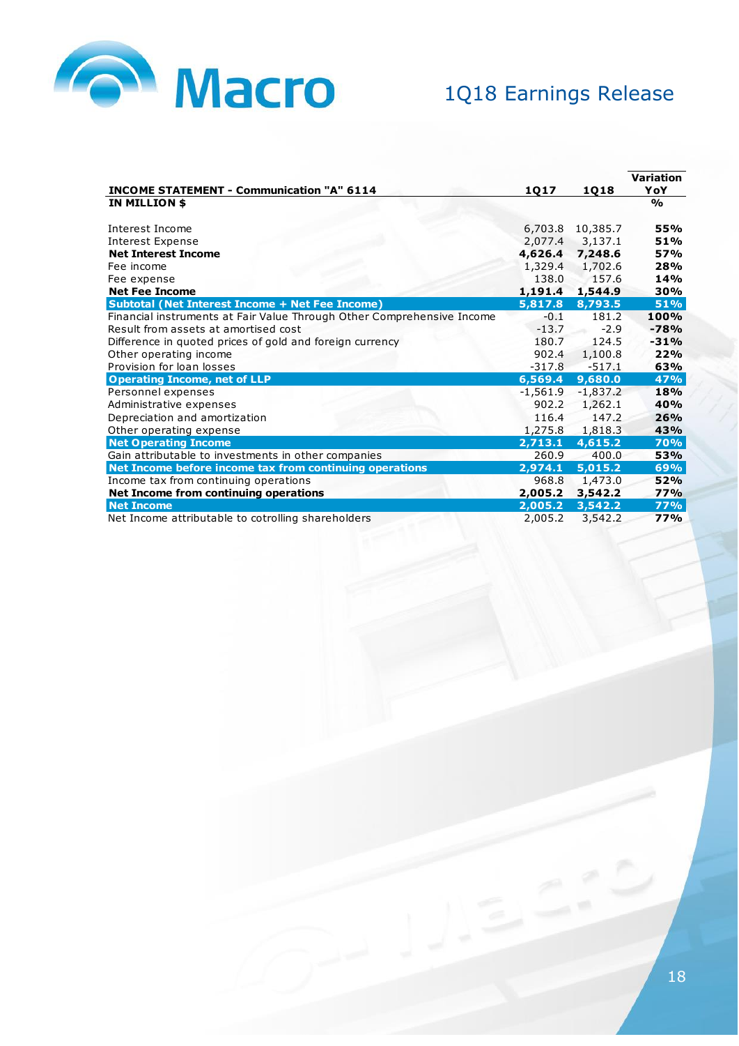| INCOME STATEMENT - Communication "A" 6114 | 1Q17 | 1Q18 | Variation YoY |
|---|---|---|---|
| **IN MILLION $** | | | **%** |
| Interest Income | 6,703.8 | 10,385.7 | **55%** |
| Interest Expense | 2,077.4 | 3,137.1 | **51%** |
| **Net Interest Income** | **4,626.4** | **7,248.6** | **57%** |
| Fee income | 1,329.4 | 1,702.6 | **28%** |
| Fee expense | 138.0 | 157.6 | **14%** |
| **Net Fee Income** | **1,191.4** | **1,544.9** | **30%** |
| **Subtotal (Net Interest Income + Net Fee Income)** | **5,817.8** | **8,793.5** | **51%** |
| Financial instruments at Fair Value Through Other Comprehensive Income | -0.1 | 181.2 | **100%** |
| Result from assets at amortised cost | -13.7 | -2.9 | **-78%** |
| Difference in quoted prices of gold and foreign currency | 180.7 | 124.5 | **-31%** |
| Other operating income | 902.4 | 1,100.8 | **22%** |
| Provision for loan losses | -317.8 | -517.1 | **63%** |
| **Operating Income, net of LLP** | **6,569.4** | **9,680.0** | **47%** |
| Personnel expenses | -1,561.9 | -1,837.2 | **18%** |
| Administrative expenses | 902.2 | 1,262.1 | **40%** |
| Depreciation and amortization | 116.4 | 147.2 | **26%** |
| Other operating expense | 1,275.8 | 1,818.3 | **43%** |
| **Net Operating Income** | **2,713.1** | **4,615.2** | **70%** |
| Gain attributable to investments in other companies | 260.9 | 400.0 | **53%** |
| **Net Income before income tax from continuing operations** | **2,974.1** | **5,015.2** | **69%** |
| Income tax from continuing operations | 968.8 | 1,473.0 | **52%** |
| **Net Income from continuing operations** | **2,005.2** | **3,542.2** | **77%** |
| **Net Income** | **2,005.2** | **3,542.2** | **77%** |
| Net Income attributable to cotrolling shareholders | 2,005.2 | 3,542.2 | **77%** |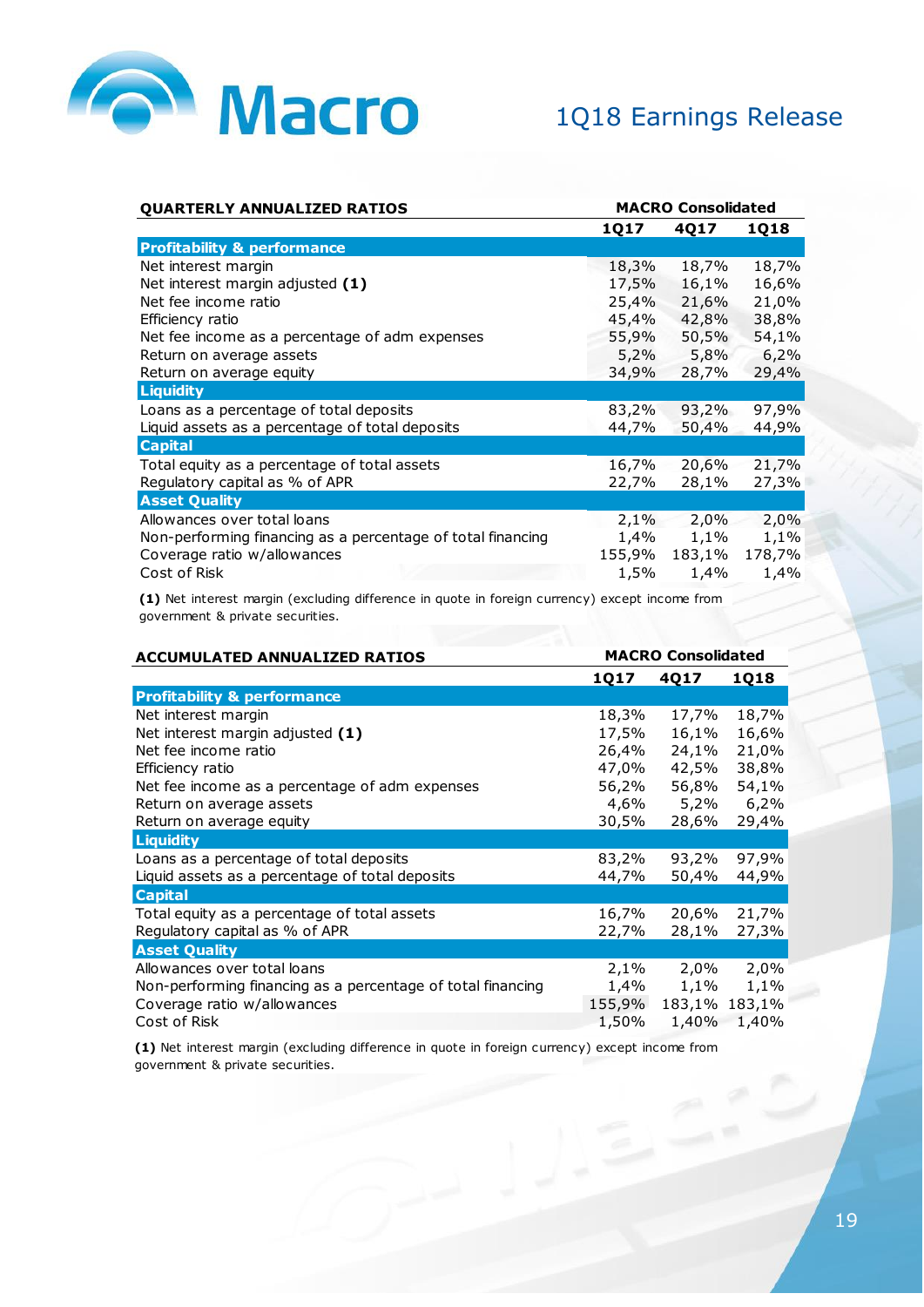| QUARTERLY ANNUALIZED RATIOS | MACRO Consolidated | | |
|---|---|---|---|
| | **1Q17** | **4Q17** | **1Q18** |
| **Profitability & performance** | | | |
| Net interest margin | 18,3% | 18,7% | 18,7% |
| Net interest margin adjusted **(1)** | 17,5% | 16,1% | 16,6% |
| Net fee income ratio | 25,4% | 21,6% | 21,0% |
| Efficiency ratio | 45,4% | 42,8% | 38,8% |
| Net fee income as a percentage of adm expenses | 55,9% | 50,5% | 54,1% |
| Return on average assets | 5,2% | 5,8% | 6,2% |
| Return on average equity | 34,9% | 28,7% | 29,4% |
| **Liquidity** | | | |
| Loans as a percentage of total deposits | 83,2% | 93,2% | 97,9% |
| Liquid assets as a percentage of total deposits | 44,7% | 50,4% | 44,9% |
| **Capital** | | | |
| Total equity as a percentage of total assets | 16,7% | 20,6% | 21,7% |
| Regulatory capital as % of APR | 22,7% | 28,1% | 27,3% |
| **Asset Quality** | | | |
| Allowances over total loans | 2,1% | 2,0% | 2,0% |
| Non-performing financing as a percentage of total financing | 1,4% | 1,1% | 1,1% |
| Coverage ratio w/allowances | 155,9% | 183,1% | 178,7% |
| Cost of Risk | 1,5% | 1,4% | 1,4% |

**(1)** Net interest margin (excluding difference in quote in foreign currency) except income from government & private securities.

| ACCUMULATED ANNUALIZED RATIOS | MACRO Consolidated | | |
|---|---|---|---|
| | **1Q17** | **4Q17** | **1Q18** |
| **Profitability & performance** | | | |
| Net interest margin | 18,3% | 17,7% | 18,7% |
| Net interest margin adjusted **(1)** | 17,5% | 16,1% | 16,6% |
| Net fee income ratio | 26,4% | 24,1% | 21,0% |
| Efficiency ratio | 47,0% | 42,5% | 38,8% |
| Net fee income as a percentage of adm expenses | 56,2% | 56,8% | 54,1% |
| Return on average assets | 4,6% | 5,2% | 6,2% |
| Return on average equity | 30,5% | 28,6% | 29,4% |
| **Liquidity** | | | |
| Loans as a percentage of total deposits | 83,2% | 93,2% | 97,9% |
| Liquid assets as a percentage of total deposits | 44,7% | 50,4% | 44,9% |
| **Capital** | | | |
| Total equity as a percentage of total assets | 16,7% | 20,6% | 21,7% |
| Regulatory capital as % of APR | 22,7% | 28,1% | 27,3% |
| **Asset Quality** | | | |
| Allowances over total loans | 2,1% | 2,0% | 2,0% |
| Non-performing financing as a percentage of total financing | 1,4% | 1,1% | 1,1% |
| Coverage ratio w/allowances | 155,9% | 183,1% | 183,1% |
| Cost of Risk | 1,50% | 1,40% | 1,40% |

**(1)** Net interest margin (excluding difference in quote in foreign currency) except income from government & private securities.